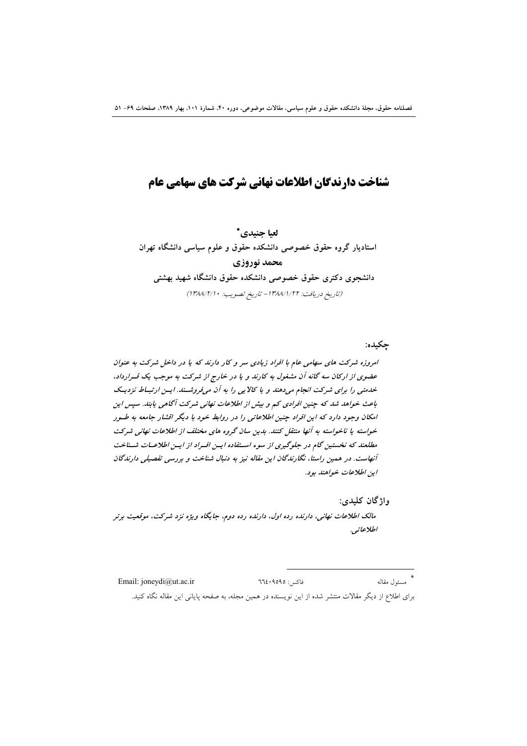# شناخت دارندگان اطلاعات نهانی شرکت های سهامی عام

**لعیا جنیدی***

**استادیار گروه حقوق خصوصی دانشکده حقوق و علوم سیاسی دانشگاه تهران**

**محمد نوروزی**

**دانشجوی دکتری حقوق خصوصی دانشکده حقوق دانشگاه شهید بهشتی**

(تاریخ دریافت: ۱۳۸۸/۱/۲۲ - تاریخ تصویب: ۱۳۸۸/۲/۱۰)

**چکیده:**

*امروزه شرکت های سهامی عام با افراد زیادی سر و کار دارند که یا در داخل شرکت به عنوان عضوی از ارکان سه گانه آن مشغول به کارند و یا در خارج از شرکت به موجب یک قرارداد، خدمتی را برای شرکت انجام می‌دهند و یا کالایی را به آن می‌فروشند. این ارتباط نزدیک باعث خواهد شد که چنین افرادی کم و بیش از اطلاعات نهانی شرکت آگاهی یابند. سپس این امکان وجود دارد که این افراد چنین اطلاعاتی را در روابط خود با دیگر اقشار جامعه به طور خواسته یا ناخواسته به آنها منتقل کنند. بدین سان گروه های مختلف از اطلاعات نهانی شرکت مطلعند که نخستین گام در جلوگیری از سوء استفاده این افراد از این اطلاعات شناخت آنهاست. در همین راستا، نگارندگان این مقاله نیز به دنبال شناخت و بررسی تفصیلی دارندگان این اطلاعات خواهند بود.*

**واژگان کلیدی:**

*مالک اطلاعات نهانی، دارنده رده اول، دارنده رده دوم، جایگاه ویژه نزد شرکت، موقعیت برتر اطلاعاتی.*

---

* مسئول مقاله      فاکس: ۶۶۴۰۹۵۹۵      Email: joneydi@ut.ac.ir

برای اطلاع از دیگر مقالات منتشر شده از این نویسنده در همین مجله، به صفحه پایانی این مقاله نگاه کنید.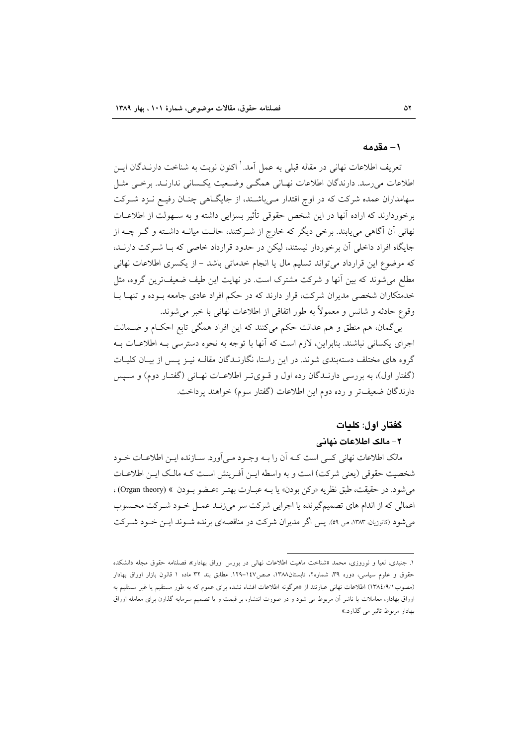## ۱- مقدمه

تعریف اطلاعات نهانی در مقاله قبلی به عمل آمد.[۱] اکنون نوبت به شناخت دارندگان این اطلاعات می‌رسد. دارندگان اطلاعات نهانی همگی وضعیت یکسانی ندارند. برخی مثل سهامداران عمده شرکت که در اوج اقتدار می‌باشند، از جایگاهی چنان رفیع نزد شرکت برخوردارند که اراده آنها در این شخص حقوقی تأثیر بسزایی داشته و به سهولت از اطلاعات نهانی آن آگاهی می‌یابند. برخی دیگر که خارج از شرکتند، حالت میانه داشته و گر چه از جایگاه افراد داخلی آن برخوردار نیستند، لیکن در حدود قرارداد خاصی که با شرکت دارند، که موضوع این قرارداد می‌تواند تسلیم مال یا انجام خدماتی باشد - از یکسری اطلاعات نهانی مطلع می‌شوند که بین آنها و شرکت مشترک است. در نهایت این طیف ضعیف‌ترین گروه، مثل خدمتکاران شخصی مدیران شرکت، قرار دارند که در حکم افراد عادی جامعه بوده و تنها با وقوع حادثه و شانس و معمولاً به طور اتفاقی از اطلاعات نهانی با خبر می‌شوند.

بی‌گمان، هم منطق و هم عدالت حکم می‌کنند که این افراد همگی تابع احکام و ضمانت اجرای یکسانی نباشند. بنابراین، لازم است که آنها با توجه به نحوه دسترسی به اطلاعات به گروه های مختلف دسته‌بندی شوند. در این راستا، نگارندگان مقاله نیز پس از بیان کلیات (گفتار اول)، به بررسی دارندگان رده اول و قوی‌تر اطلاعات نهانی (گفتار دوم) و سپس دارندگان ضعیف‌تر و رده دوم این اطلاعات (گفتار سوم) خواهند پرداخت.

## گفتار اول: کلیات

### ۲- مالک اطلاعات نهانی

مالک اطلاعات نهانی کسی است که آن را به وجود می‌آورد. سازنده این اطلاعات خود شخصیت حقوقی (یعنی شرکت) است و به واسطه این آفرینش است که مالک این اطلاعات می‌شود. در حقیقت، طبق نظریه «رکن بودن» یا به عبارت بهتر «عضو بودن » (Organ theory) ، اعمالی که از اندام های تصمیم‌گیرنده یا اجرایی شرکت سر می‌زند عمل خود شرکت محسوب می‌شود (کاتوزیان، ۱۳۸۳، ص ۵۹). پس اگر مدیران شرکت در مناقصه‌ای برنده شوند این خود شرکت

---

[۱] . جنیدی، لعیا و نوروزی، محمد «شناخت ماهیت اطلاعات نهانی در بورس اوراق بهادار»، فصلنامه حقوق مجله دانشکده حقوق و علوم سیاسی، دوره ۳۹، شماره۲، تابستان۱۳۸۸، صص۱۴۷-۱۲۹. مطابق بند ۳۲ ماده ۱ قانون بازار اوراق بهادار (مصوب۱۳۸٤/۹/۱) اطلاعات نهانی عبارتند از «هرگونه اطلاعات افشاء نشده برای عموم که به طور مستقیم یا غیر مستقیم به اوراق بهادار، معاملات یا ناشر آن مربوط می شود و در صورت انتشار، بر قیمت و یا تصمیم سرمایه گذارن برای معامله اوراق بهادار مربوط تاثیر می گذارد.»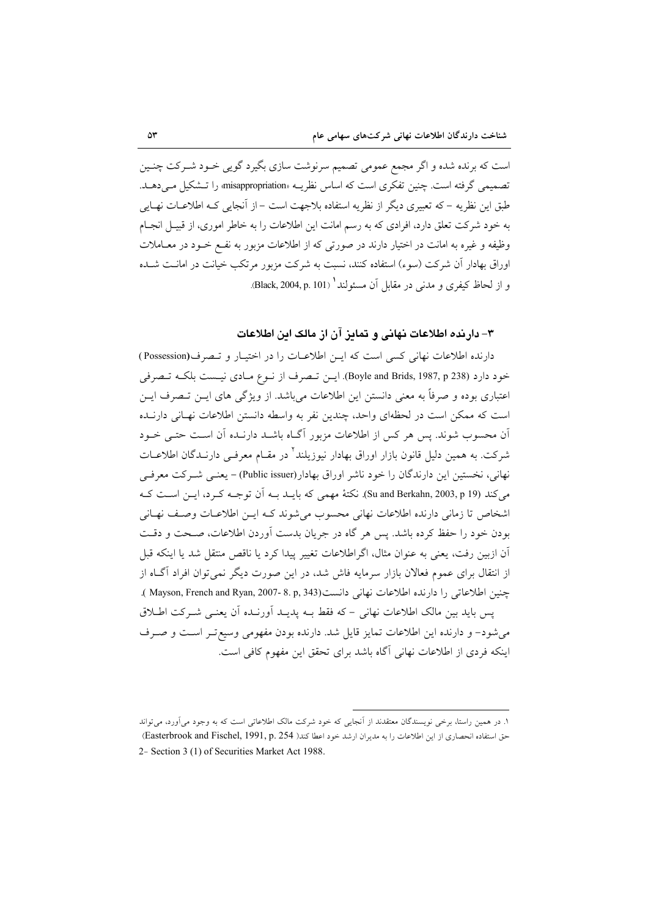است که برنده شده و اگر مجمع عمومی تصمیم سرنوشت سازی بگیرد گویی خـود شـرکت چنـین تصمیمی گرفته است. چنین تفکری است که اساس نظریـه «misappropriation» را تـشکیل مـی‌دهـد. طبق این نظریه – که تعبیری دیگر از نظریه استفاده بلاجهت است – از آنجایی کـه اطلاعـات نهـایی به خود شرکت تعلق دارد، افرادی که به رسم امانت این اطلاعات را به خاطر اموری، از قبیـل انجـام وظیفه و غیره به امانت در اختیار دارند در صورتی که از اطلاعات مزبور به نفـع خـود در معـاملات اوراق بهادار آن شرکت (سوء) استفاده کنند، نسبت به شرکت مزبور مرتکب خیانت در امانـت شـده و از لحاظ کیفری و مدنی در مقابل آن مسئولند[1] (Black, 2004, p. 101).

## ۳- دارنده اطلاعات نهانی و تمایز آن از مالک این اطلاعات

دارنده اطلاعات نهانی کسی است که ایـن اطلاعـات را در اختیـار و تـصرف(Possession) خود دارد (Boyle and Brids, 1987, p 238). ایـن تـصرف از نـوع مـادی نیـست بلکـه تـصرفی اعتباری بوده و صرفاً به معنی دانستن این اطلاعات می‌باشد. از ویژگی های ایـن تـصرف ایـن است که ممکن است در لحظه‌ای واحد، چندین نفر به واسطه دانستن اطلاعات نهـانی دارنـده آن محسوب شوند. پس هر کس از اطلاعات مزبور آگـاه باشـد دارنـده آن اسـت حتـی خـود شرکت. به همین دلیل قانون بازار اوراق بهادار نیوزیلند[2] در مقـام معرفـی دارنـدگان اطلاعـات نهانی، نخستین این دارندگان را خود ناشر اوراق بهادار(Public issuer) – یعنـی شـرکت معرفـی می‌کند (Su and Berkahn, 2003, p 19). نکتهٔ مهمی که بایـد بـه آن توجـه کـرد، ایـن اسـت کـه اشخاص تا زمانی دارنده اطلاعات نهانی محسوب می‌شوند کـه ایـن اطلاعـات وصـف نهـانی بودن خود را حفظ کرده باشد. پس هر گاه در جریان بدست آوردن اطلاعات، صـحت و دقـت آن ازبین رفت، یعنی به عنوان مثال، اگراطلاعات تغییر پیدا کرد یا ناقص منتقل شد یا اینکه قبل از انتقال برای عموم فعالان بازار سرمایه فاش شد، در این صورت دیگر نمی‌توان افراد آگـاه از چنین اطلاعاتی را دارنده اطلاعات نهانی دانست(Mayson, French and Ryan, 2007- 8. p, 343 ).

پس باید بین مالک اطلاعات نهانی – که فقط بـه پدیـد آورنـده آن یعنـی شـرکت اطـلاق می‌شود– و دارنده این اطلاعات تمایز قایل شد. دارنده بودن مفهومی وسیع‌تـر اسـت و صـرف اینکه فردی از اطلاعات نهانی آگاه باشد برای تحقق این مفهوم کافی است.

---

۱. در همین راستا، برخی نویسندگان معتقدند از آنجایی که خود شرکت مالک اطلاعاتی است که به وجود می‌آورد، می‌تواند حق استفاده انحصاری از این اطلاعات را به مدیران ارشد خود اعطا کند( Easterbrook and Fischel, 1991, p. 254)

2- Section 3 (1) of Securities Market Act 1988.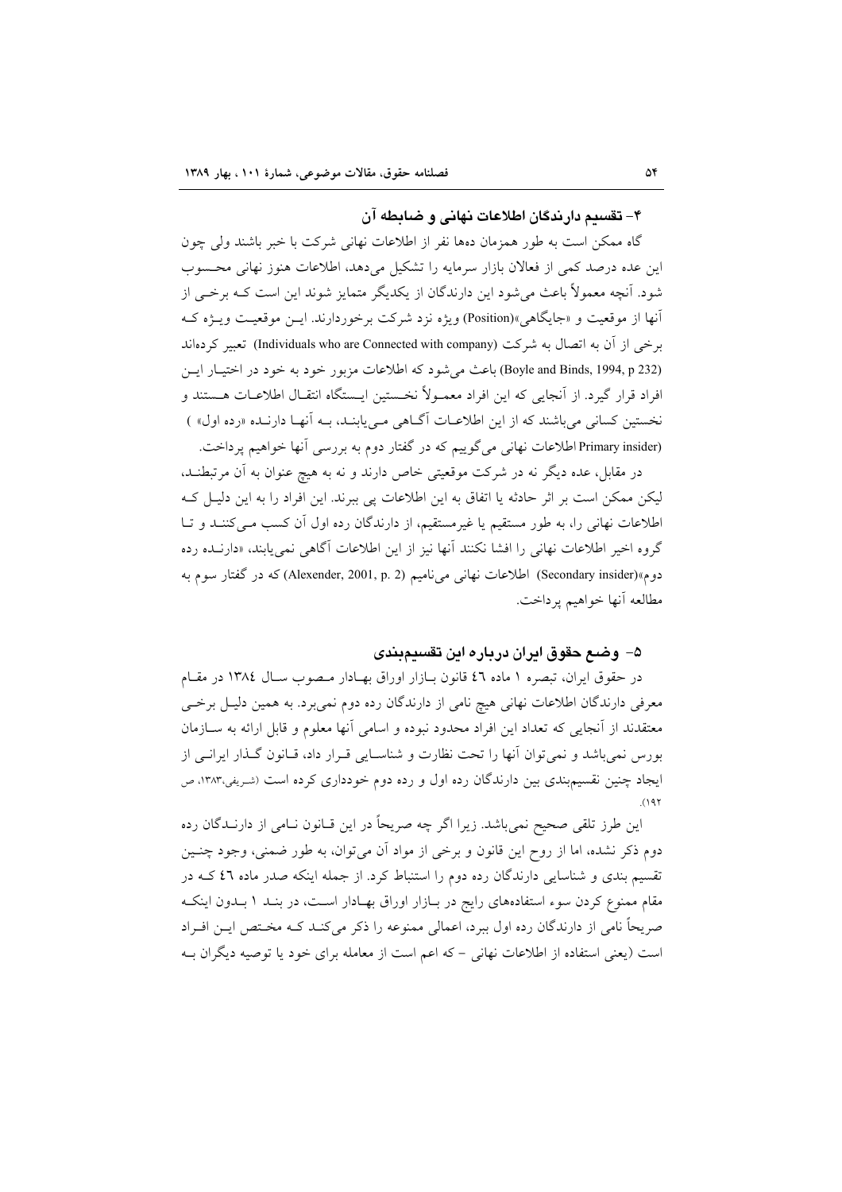### ۴- تقسیم دارندگان اطلاعات نهانی و ضابطه آن

گاه ممکن است به طور همزمان دهها نفر از اطلاعات نهانی شرکت با خبر باشند ولی چون این عده درصد کمی از فعالان بازار سرمایه را تشکیل می‌دهد، اطلاعات هنوز نهانی محسوب شود. آنچه معمولاً باعث می‌شود این دارندگان از یکدیگر متمایز شوند این است که برخی از آنها از موقعیت و «جایگاهی»(Position) ویژه نزد شرکت برخوردارند. این موقعیت ویژه که برخی از آن به اتصال به شرکت (Individuals who are Connected with company) تعبیر کرده‌اند (Boyle and Binds, 1994, p 232) باعث می‌شود که اطلاعات مزبور خود به خود در اختیار این افراد قرار گیرد. از آنجایی که این افراد معمولاً نخستین ایستگاه انتقال اطلاعات هستند و نخستین کسانی می‌باشند که از این اطلاعات آگاهی می‌یابند، به آنها دارنده «رده اول» ( Primary insider) اطلاعات نهانی می‌گوییم که در گفتار دوم به بررسی آنها خواهیم پرداخت.

در مقابل، عده دیگر نه در شرکت موقعیتی خاص دارند و نه به هیچ عنوان به آن مرتبطند، لیکن ممکن است بر اثر حادثه یا اتفاق به این اطلاعات پی ببرند. این افراد را به این دلیل که اطلاعات نهانی را، به طور مستقیم یا غیرمستقیم، از دارندگان رده اول آن کسب می‌کنند و تا گروه اخیر اطلاعات نهانی را افشا نکنند آنها نیز از این اطلاعات آگاهی نمی‌یابند، «دارنده رده دوم»(Secondary insider) اطلاعات نهانی می‌نامیم (Alexender, 2001, p. 2) که در گفتار سوم به مطالعه آنها خواهیم پرداخت.

### ۵- وضع حقوق ایران درباره این تقسیم‌بندی

در حقوق ایران، تبصره ۱ ماده ٤٦ قانون بازار اوراق بهادار مصوب سال ١٣٨٤ در مقام معرفی دارندگان اطلاعات نهانی هیچ نامی از دارندگان رده دوم نمی‌برد. به همین دلیل برخی معتقدند از آنجایی که تعداد این افراد محدود نبوده و اسامی آنها معلوم و قابل ارائه به سازمان بورس نمی‌باشد و نمی‌توان آنها را تحت نظارت و شناسایی قرار داد، قانون گذار ایرانی از ایجاد چنین تقسیم‌بندی بین دارندگان رده اول و رده دوم خودداری کرده است (شریفی،۱۳۸۳، ص ۱۹۲).

این طرز تلقی صحیح نمی‌باشد. زیرا اگر چه صریحاً در این قانون نامی از دارندگان رده دوم ذکر نشده، اما از روح این قانون و برخی از مواد آن می‌توان، به طور ضمنی، وجود چنین تقسیم بندی و شناسایی دارندگان رده دوم را استنباط کرد. از جمله اینکه صدر ماده ٤٦ که در مقام ممنوع کردن سوء استفاده‌های رایج در بازار اوراق بهادار است، در بند ۱ بدون اینکه صریحاً نامی از دارندگان رده اول ببرد، اعمالی ممنوعه را ذکر می‌کند که مختص این افراد است (یعنی استفاده از اطلاعات نهانی – که اعم است از معامله برای خود یا توصیه دیگران به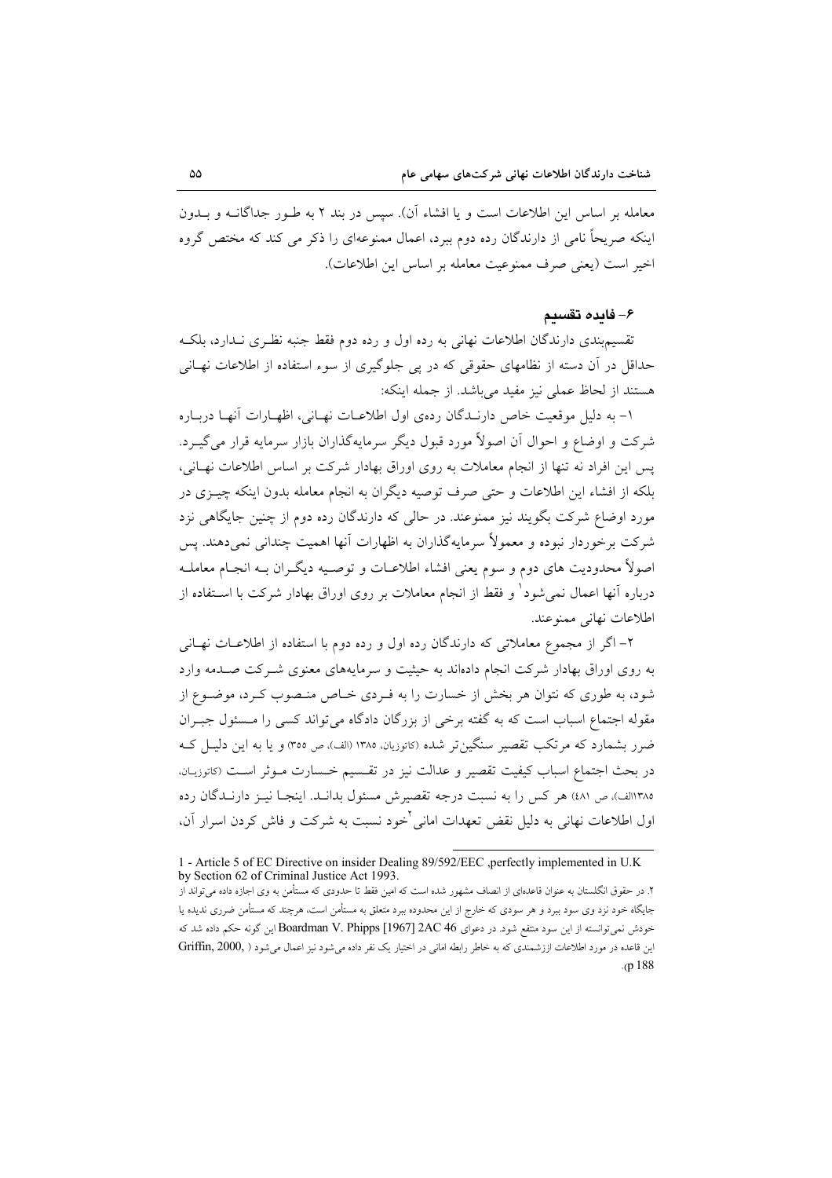معامله بر اساس این اطلاعات است و یا افشاء آن). سپس در بند ۲ به طـور جداگانـه و بـدون اینکه صریحاً نامی از دارندگان رده دوم ببرد، اعمال ممنوعه‌ای را ذکر می کند که مختص گروه اخیر است (یعنی صرف ممنوعیت معامله بر اساس این اطلاعات).

## ۶- فایده تقسیم

تقسیم‌بندی دارندگان اطلاعات نهانی به رده اول و رده دوم فقط جنبه نظـری نـدارد، بلکـه حداقل در آن دسته از نظامهای حقوقی که در پی جلوگیری از سوء استفاده از اطلاعات نهـانی هستند از لحاظ عملی نیز مفید می‌باشد. از جمله اینکه:

۱- به دلیل موقعیت خاص دارنـدگان رده‌ی اول اطلاعـات نهـانی، اظهـارات آنهـا دربـاره شرکت و اوضاع و احوال آن اصولاً مورد قبول دیگر سرمایه‌گذاران بازار سرمایه قرار می‌گیـرد. پس این افراد نه تنها از انجام معاملات به روی اوراق بهادار شرکت بر اساس اطلاعات نهـانی، بلکه از افشاء این اطلاعات و حتی صرف توصیه دیگران به انجام معامله بدون اینکه چیـزی در مورد اوضاع شرکت بگویند نیز ممنوعند. در حالی که دارندگان رده دوم از چنین جایگاهی نزد شرکت برخوردار نبوده و معمولاً سرمایه‌گذاران به اظهارات آنها اهمیت چندانی نمی‌دهند. پس اصولاً محدودیت های دوم و سوم یعنی افشاء اطلاعـات و توصـیه دیگـران بـه انجـام معاملـه درباره آنها اعمال نمی‌شود[1] و فقط از انجام معاملات بر روی اوراق بهادار شرکت با اسـتفاده از اطلاعات نهانی ممنوعند.

۲- اگر از مجموع معاملاتی که دارندگان رده اول و رده دوم با استفاده از اطلاعـات نهـانی به روی اوراق بهادار شرکت انجام داده‌اند به حیثیت و سرمایه‌های معنوی شـرکت صـدمه وارد شود، به طوری که نتوان هر بخش از خسارت را به فـردی خـاص منـصوب کـرد، موضـوع از مقوله اجتماع اسباب است که به گفته برخی از بزرگان دادگاه می‌تواند کسی را مـسئول جبـران ضرر بشمارد که مرتکب تقصیر سنگین‌تر شده (کاتوزیان، ۱۳۸۵ (الف)، ص ۳۵۵) و یا به این دلیـل کـه در بحث اجتماع اسباب کیفیت تقصیر و عدالت نیز در تقـسیم خـسارت مـوثر اسـت (کاتوزیـان، ۱۳۸۵الف)، ص ۴۸۱) هر کس را به نسبت درجه تقصیرش مسئول بدانـد. اینجـا نیـز دارنـدگان رده اول اطلاعات نهانی به دلیل نقض تعهدات امانی[2] خود نسبت به شرکت و فاش کردن اسرار آن،

---

1 - Article 5 of EC Directive on insider Dealing 89/592/EEC ,perfectly implemented in U.K by Section 62 of Criminal Justice Act 1993.

۲. در حقوق انگلستان به عنوان قاعده‌ای از انصاف مشهور شده است که امین فقط تا حدودی که مستأمن به وی اجازه داده می‌تواند از جایگاه خود نزد وی سود ببرد و هر سودی که خارج از این محدوده ببرد متعلق به مستأمن است، هرچند که مستأمن ضرری ندیده یا خودش نمی‌توانسته از این سود منتفع شود. در دعوای Boardman V. Phipps [1967] 2AC 46 این گونه حکم داده شد که این قاعده در مورد اطلاعات ارزشمندی که به خاطر رابطه امانی در اختیار یک نفر داده می‌شود نیز اعمال می‌شود ( Griffin, 2000, p 188).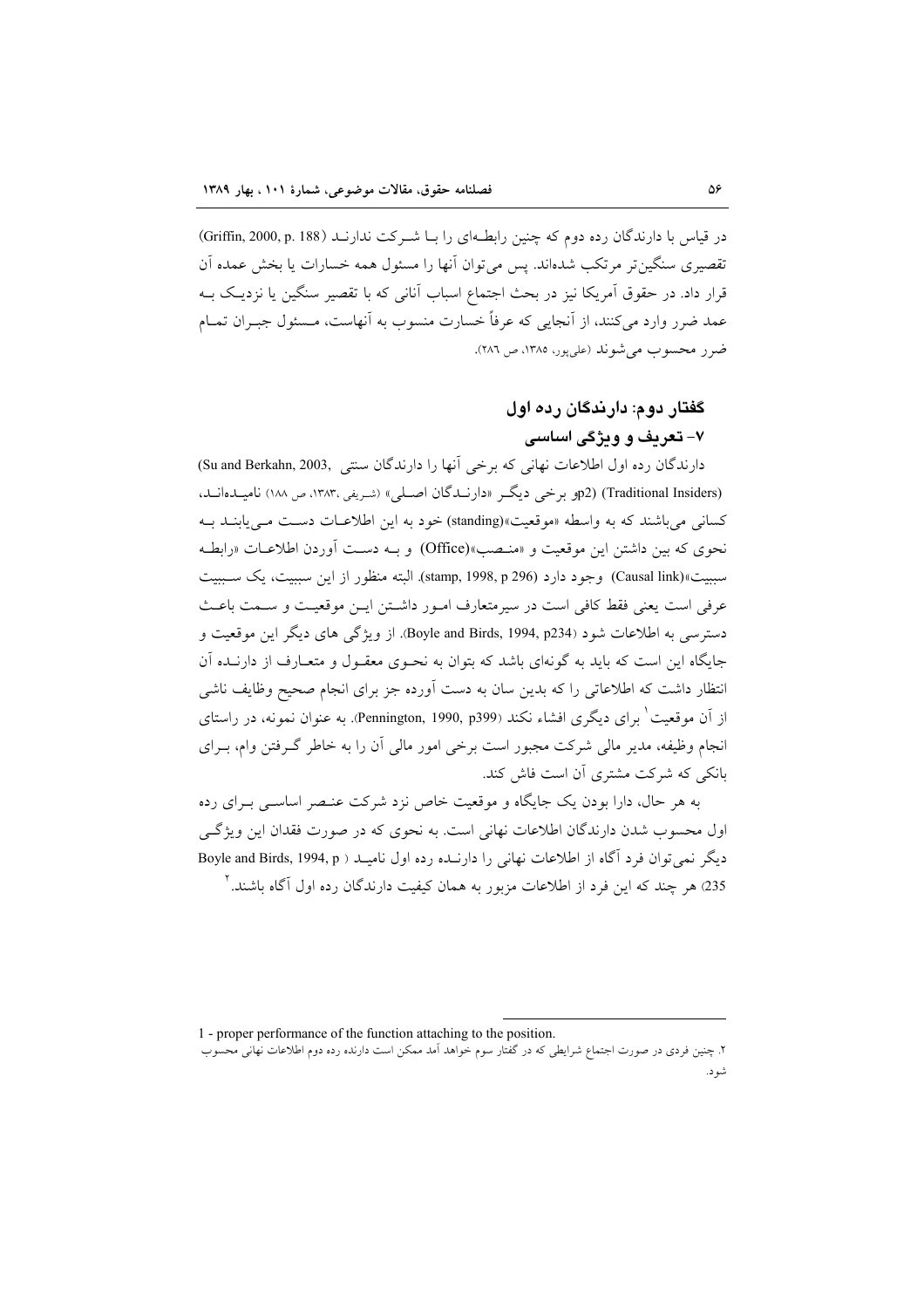در قیاس با دارندگان رده دوم که چنین رابطه‌ای را بـا شـرکت ندارنـد (Griffin, 2000, p. 188) تقصیری سنگین‌تر مرتکب شده‌اند. پس می‌توان آنها را مسئول همه خسارات یا بخش عمده آن قرار داد. در حقوق آمریکا نیز در بحث اجتماع اسباب آنانی که با تقصیر سنگین یا نزدیـک بـه عمد ضرر وارد می‌کنند، از آنجایی که عرفاً خسارت منسوب به آنهاست، مـسئول جبـران تمـام ضرر محسوب می‌شوند (علی‌پور، ۱۳۸۵، ص ۲۸۶).

## گفتار دوم: دارندگان رده اول

### ۷- تعریف و ویژگی اساسی

دارندگان رده اول اطلاعات نهانی که برخی آنها را دارندگان سنتی (Su and Berkahn, 2003, p2) (Traditional Insiders) و برخی دیگـر «دارنـدگان اصـلی» (شـریفی ،۱۳۸۳، ص ۱۸۸) نامیـده‌انـد، کسانی می‌باشند که به واسطه «موقعیت»(standing) خود به این اطلاعـات دسـت مـی‌یابنـد بـه نحوی که بین داشتن این موقعیت و «منـصب»(Office) و بـه دسـت آوردن اطلاعـات «رابطـه سببیت»(Causal link) وجود دارد (stamp, 1998, p 296). البته منظور از این سببیت، یک سـببیت عرفی است یعنی فقط کافی است در سیرمتعارف امـور داشـتن ایـن موقعیـت و سـمت باعـث دسترسی به اطلاعات شود (Boyle and Birds, 1994, p234). از ویژگی های دیگر این موقعیت و جایگاه این است که باید به گونه‌ای باشد که بتوان به نحـوی معقـول و متعـارف از دارنـده آن انتظار داشت که اطلاعاتی را که بدین سان به دست آورده جز برای انجام صحیح وظایف ناشی از آن موقعیت[1] برای دیگری افشاء نکند (Pennington, 1990, p399). به عنوان نمونه، در راستای انجام وظیفه، مدیر مالی شرکت مجبور است برخی امور مالی آن را به خاطر گـرفتن وام، بـرای بانکی که شرکت مشتری آن است فاش کند.

به هر حال، دارا بودن یک جایگاه و موقعیت خاص نزد شرکت عنـصر اساسـی بـرای رده اول محسوب شدن دارندگان اطلاعات نهانی است. به نحوی که در صورت فقدان این ویژگـی دیگر نمی‌توان فرد آگاه از اطلاعات نهانی را دارنـده رده اول نامیـد (Boyle and Birds, 1994, p 235) هر چند که این فرد از اطلاعات مزبور به همان کیفیت دارندگان رده اول آگاه باشند.[2]

---

1 - proper performance of the function attaching to the position.

۲. چنین فردی در صورت اجتماع شرایطی که در گفتار سوم خواهد آمد ممکن است دارنده رده دوم اطلاعات نهانی محسوب شود.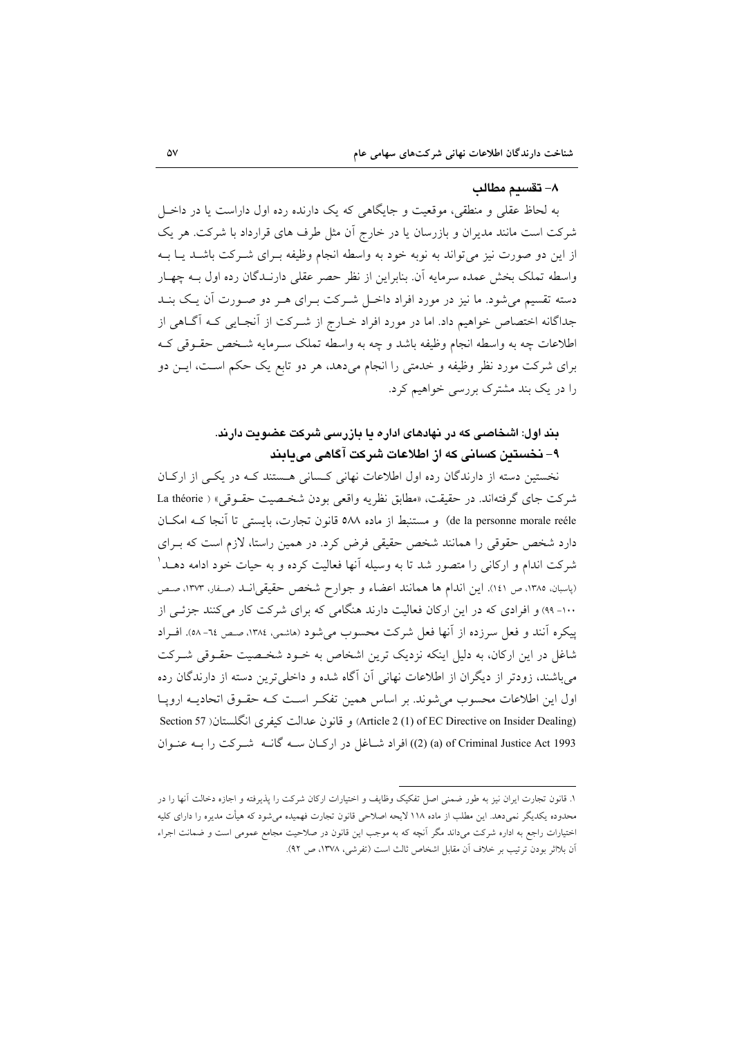## ۸- تقسیم مطالب

به لحاظ عقلی و منطقی، موقعیت و جایگاهی که یک دارنده رده اول داراست یا در داخـل شرکت است مانند مدیران و بازرسان یا در خارج آن مثل طرف های قرارداد با شرکت. هر یک از این دو صورت نیز می‌تواند به نوبه خود به واسطه انجام وظیفه بـرای شـرکت باشـد یـا بـه واسطه تملک بخش عمده سرمایه آن. بنابراین از نظر حصر عقلی دارنـدگان رده اول بـه چهـار دسته تقسیم می‌شود. ما نیز در مورد افراد داخـل شـرکت بـرای هـر دو صـورت آن یـک بنـد جداگانه اختصاص خواهیم داد. اما در مورد افراد خـارج از شـرکت از آنجـایی کـه آگـاهی از اطلاعات چه به واسطه انجام وظیفه باشد و چه به واسطه تملک سـرمایه شـخص حقـوقی کـه برای شرکت مورد نظر وظیفه و خدمتی را انجام می‌دهد، هر دو تابع یک حکم اسـت، ایـن دو را در یک بند مشترک بررسی خواهیم کرد.

### بند اول: اشخاصی که در نهادهای اداره یا بازرسی شرکت عضویت دارند.

### ۹- نخستین کسانی که از اطلاعات شرکت آگاهی می‌یابند

نخستین دسته از دارندگان رده اول اطلاعات نهانی کـسانی هـستند کـه در یکـی از ارکـان شرکت جای گرفته‌اند. در حقیقت، «مطابق نظریه واقعی بودن شخـصیت حقـوقی» ( La théorie de la personne morale reéle) و مستنبط از ماده ۵۸۸ قانون تجارت، بایستی تا آنجا کـه امکـان دارد شخص حقوقی را همانند شخص حقیقی فرض کرد. در همین راستا، لازم است که بـرای شرکت اندام و ارکانی را متصور شد تا به وسیله آنها فعالیت کرده و به حیات خود ادامه دهـد[1] (پاسبان، ۱۳۸۵، ص ۱۴۱). این اندام ها همانند اعضاء و جوارح شخص حقیقی‌انـد (صفار، ۱۳۷۳، صص ۱۰۰- ۹۹) و افرادی که در این ارکان فعالیت دارند هنگامی که برای شرکت کار می‌کنند جزئـی از پیکره آنند و فعل سرزده از آنها فعل شرکت محسوب می‌شود (هاشمی، ۱۳۸۴، صص ۶۴- ۵۸). افـراد شاغل در این ارکان، به دلیل اینکه نزدیک ترین اشخاص به خـود شخـصیت حقـوقی شـرکت می‌باشند، زودتر از دیگران از اطلاعات نهانی آن آگاه شده و داخلی‌ترین دسته از دارندگان رده اول این اطلاعات محسوب می‌شوند. بر اساس همین تفکـر اسـت کـه حقـوق اتحادیـه اروپـا (Article 2 (1) of EC Directive on Insider Dealing) و قانون عدالت کیفری انگلستان( Section 57 (2) (a) of Criminal Justice Act 1993) افراد شـاغل در ارکـان سـه گانـه شـرکت را بـه عنـوان

---

[1] قانون تجارت ایران نیز به طور ضمنی اصل تفکیک وظایف و اختیارات ارکان شرکت را پذیرفته و اجازه دخالت آنها را در محدوده یکدیگر نمی‌دهد. این مطلب از ماده ۱۱۸ لایحه اصلاحی قانون تجارت فهمیده می‌شود که هیأت مدیره را دارای کلیه اختیارات راجع به اداره شرکت می‌داند مگر آنچه که به موجب این قانون در صلاحیت مجامع عمومی است و ضمانت اجراء آن بلااثر بودن ترتیب بر خلاف آن مقابل اشخاص ثالث است (تفرشی، ۱۳۷۸، ص ۹۲).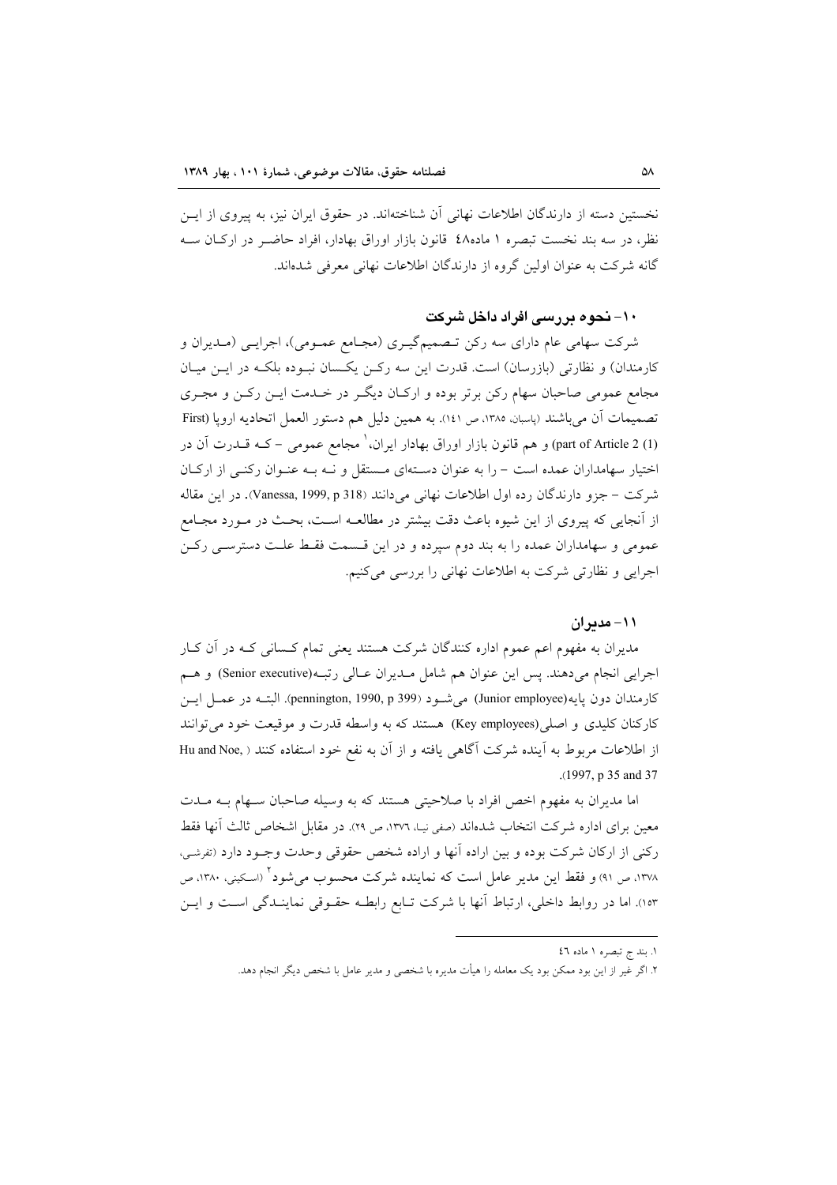نخستین دسته از دارندگان اطلاعات نهانی آن شناخته‌اند. در حقوق ایران نیز، به پیروی از این نظر، در سه بند نخست تبصره ۱ ماده۴۸ قانون بازار اوراق بهادار، افراد حاضر در ارکان سه گانه شرکت به عنوان اولین گروه از دارندگان اطلاعات نهانی معرفی شده‌اند.

## ۱۰- نحوه بررسی افراد داخل شرکت

شرکت سهامی عام دارای سه رکن تصمیم‌گیری (مجامع عمومی)، اجرایی (مدیران و کارمندان) و نظارتی (بازرسان) است. قدرت این سه رکن یکسان نبوده بلکه در این میان مجامع عمومی صاحبان سهام رکن برتر بوده و ارکان دیگر در خدمت این رکن و مجری تصمیمات آن می‌باشند (پاسبان، ۱۳۸۵، ص ۱۴۱). به همین دلیل هم دستور العمل اتحادیه اروپا (First part of Article 2 (1)) و هم قانون بازار اوراق بهادار ایران،[۱] مجامع عمومی - که قدرت آن در اختیار سهامداران عمده است - را به عنوان دسته‌ای مستقل و نه به عنوان رکنی از ارکان شرکت - جزو دارندگان رده اول اطلاعات نهانی می‌دانند (Vanessa, 1999, p 318). در این مقاله از آنجایی که پیروی از این شیوه باعث دقت بیشتر در مطالعه است، بحث در مورد مجامع عمومی و سهامداران عمده را به بند دوم سپرده و در این قسمت فقط علت دسترسی رکن اجرایی و نظارتی شرکت به اطلاعات نهانی را بررسی می‌کنیم.

## ۱۱- مدیران

مدیران به مفهوم اعم عموم اداره کنندگان شرکت هستند یعنی تمام کسانی که در آن کار اجرایی انجام می‌دهند. پس این عنوان هم شامل مدیران عالی رتبه(Senior executive) و هم کارمندان دون پایه(Junior employee) می‌شود (pennington, 1990, p 399). البته در عمل این کارکنان کلیدی و اصلی(Key employees) هستند که به واسطه قدرت و موقعیت خود می‌توانند از اطلاعات مربوط به آینده شرکت آگاهی یافته و از آن به نفع خود استفاده کنند (Hu and Noe, 1997, p 35 and 37).

اما مدیران به مفهوم اخص افراد با صلاحیتی هستند که به وسیله صاحبان سهام به مدت معین برای اداره شرکت انتخاب شده‌اند (صفی نیا، ۱۳۷۶، ص ۲۹). در مقابل اشخاص ثالث آنها فقط رکنی از ارکان شرکت بوده و بین اراده آنها و اراده شخص حقوقی وحدت وجود دارد (تفرشی، ۱۳۷۸، ص ۹۱) و فقط این مدیر عامل است که نماینده شرکت محسوب می‌شود[۲] (اسکینی، ۱۳۸۰، ص ۱۵۳). اما در روابط داخلی، ارتباط آنها با شرکت تابع رابطه حقوقی نمایندگی است و این

---

۱. بند ج تبصره ۱ ماده ۴۶

۲. اگر غیر از این بود ممکن بود یک معامله را هیأت مدیره با شخصی و مدیر عامل با شخص دیگر انجام دهد.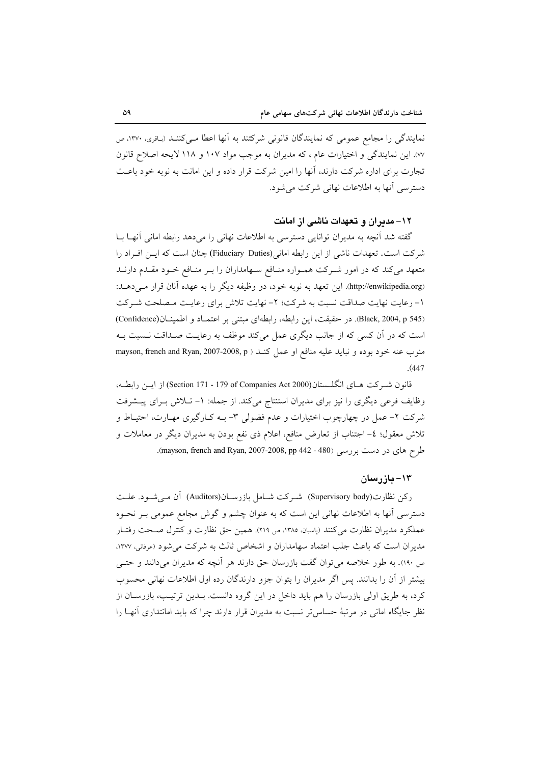نمایندگی را مجامع عمومی که نمایندگان قانونی شرکتند به آنها اعطا می‌کنند (باقری، ۱۳۷۰، ص ۷۷). این نمایندگی و اختیارات عام ، که مدیران به موجب مواد ۱۰۷ و ۱۱۸ لایحه اصلاح قانون تجارت برای اداره شرکت دارند، آنها را امین شرکت قرار داده و این امانت به نوبه خود باعث دسترسی آنها به اطلاعات نهانی شرکت می‌شود.

### ۱۲- مدیران و تعهدات ناشی از امانت

گفته شد آنچه به مدیران توانایی دسترسی به اطلاعات نهانی را می‌دهد رابطه امانی آنها با شرکت است. تعهدات ناشی از این رابطه امانی(Fiduciary Duties) چنان است که این افراد را متعهد می‌کند که در امور شرکت همواره منافع سهامداران را بر منافع خود مقدم دارند (http://enwikipedia.org). این تعهد به نوبه خود، دو وظیفه دیگر را به عهده آنان قرار می‌دهد: ۱- رعایت نهایت صداقت نسبت به شرکت؛ ۲- نهایت تلاش برای رعایت مصلحت شرکت (Black, 2004, p 545). در حقیقت، این رابطه، رابطه‌ای مبتنی بر اعتماد و اطمینان(Confidence) است که در آن کسی که از جانب دیگری عمل می‌کند موظف به رعایت صداقت نسبت به منوب عنه خود بوده و نباید علیه منافع او عمل کند ( mayson, french and Ryan, 2007-2008, p 447).

قانون شرکت های انگلستان(Section 171 - 179 of Companies Act 2000) از این رابطه، وظایف فرعی دیگری را نیز برای مدیران استنتاج می‌کند. از جمله: ۱- تلاش برای پیشرفت شرکت ۲- عمل در چهارچوب اختیارات و عدم فضولی ۳- به کارگیری مهارت، احتیاط و تلاش معقول؛ ٤- اجتناب از تعارض منافع، اعلام ذی نفع بودن به مدیران دیگر در معاملات و طرح های در دست بررسی (mayson, french and Ryan, 2007-2008, pp 442 - 480).

### ۱۳- بازرسان

رکن نظارت(Supervisory body) شرکت شامل بازرسان(Auditors) آن می‌شود. علت دسترسی آنها به اطلاعات نهانی این است که به عنوان چشم و گوش مجامع عمومی بر نحوه عملکرد مدیران نظارت می‌کنند (پاسبان، ۱۳۸۵، ص ۲۱۹). همین حق نظارت و کنترل صحت رفتار مدیران است که باعث جلب اعتماد سهامداران و اشخاص ثالث به شرکت می‌شود (عرفانی، ۱۳۷۷، ص ۱۹۰). به طور خلاصه می‌توان گفت بازرسان حق دارند هر آنچه که مدیران می‌دانند و حتی بیشتر از آن را بدانند. پس اگر مدیران را بتوان جزو دارندگان رده اول اطلاعات نهانی محسوب کرد، به طریق اولی بازرسان را هم باید داخل در این گروه دانست. بدین ترتیب، بازرسان از نظر جایگاه امانی در مرتبهٔ حساس‌تر نسبت به مدیران قرار دارند چرا که باید امانتداری آنها را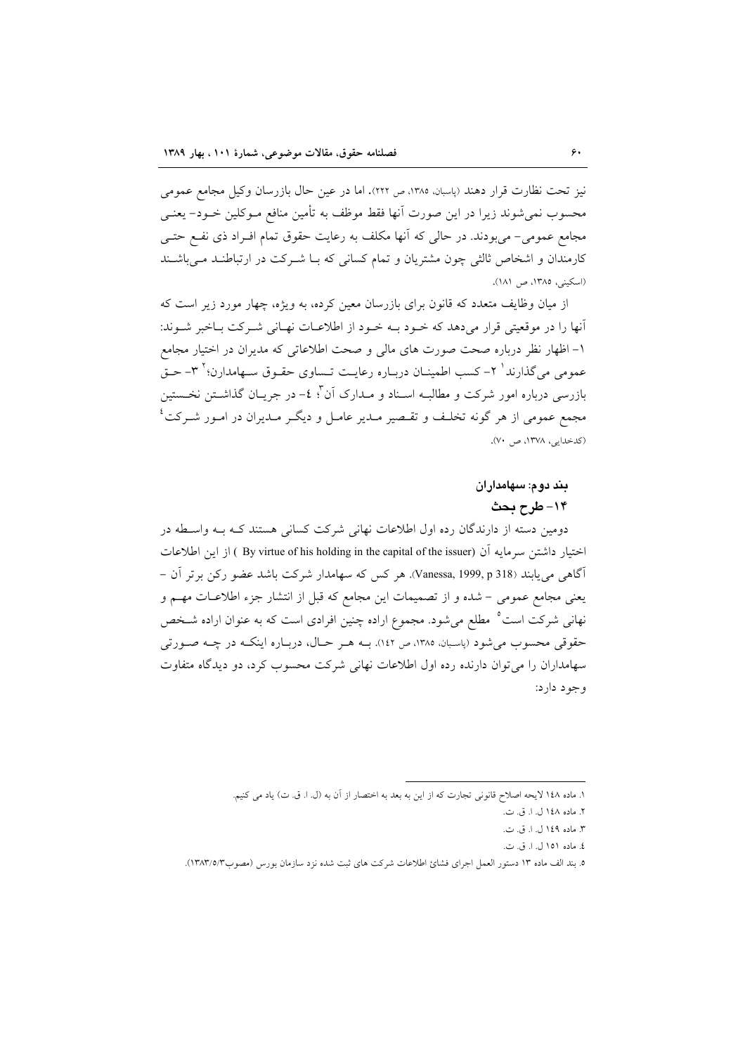نیز تحت نظارت قرار دهند (پاسبان، ۱۳۸۵، ص ۲۲۲). اما در عین حال بازرسان وکیل مجامع عمومی محسوب نمی‌شوند زیرا در این صورت آنها فقط موظف به تأمین منافع موکلین خود- یعنی مجامع عمومی- می‌بودند. در حالی که آنها مکلف به رعایت حقوق تمام افراد ذی نفع حتی کارمندان و اشخاص ثالثی چون مشتریان و تمام کسانی که با شرکت در ارتباطند می‌باشند (اسکینی، ۱۳۸۵، ص ۱۸۱).

از میان وظایف متعدد که قانون برای بازرسان معین کرده، به ویژه، چهار مورد زیر است که آنها را در موقعیتی قرار می‌دهد که خود به خود از اطلاعات نهانی شرکت باخبر شوند: ۱- اظهار نظر درباره صحت صورت های مالی و صحت اطلاعاتی که مدیران در اختیار مجامع عمومی می‌گذارند[1] ۲- کسب اطمینان درباره رعایت تساوی حقوق سهامدارن؛[2] ۳- حق بازرسی درباره امور شرکت و مطالبه اسناد و مدارک آن[3]؛ ٤- در جریان گذاشتن نخستین مجمع عمومی از هر گونه تخلف و تقصیر مدیر عامل و دیگر مدیران در امور شرکت[4] (کدخدایی، ۱۳۷۸، ص ۷۰).

## بند دوم: سهامداران

### ۱۴- طرح بحث

دومین دسته از دارندگان رده اول اطلاعات نهانی شرکت کسانی هستند که به واسطه در اختیار داشتن سرمایه آن (By virtue of his holding in the capital of the issuer) از این اطلاعات آگاهی می‌یابند (Vanessa, 1999, p 318). هر کس که سهامدار شرکت باشد عضو رکن برتر آن - یعنی مجامع عمومی - شده و از تصمیمات این مجامع که قبل از انتشار جزء اطلاعات مهم و نهانی شرکت است[5] مطلع می‌شود. مجموع اراده چنین افرادی است که به عنوان اراده شخص حقوقی محسوب می‌شود (پاسبان، ۱۳۸۵، ص ۱٤۲). به هر حال، درباره اینکه در چه صورتی سهامداران را می‌توان دارنده رده اول اطلاعات نهانی شرکت محسوب کرد، دو دیدگاه متفاوت وجود دارد:

---

۱. ماده ۱٤۸ لایحه اصلاح قانونی تجارت که از این به بعد به اختصار از آن به (ل. ا. ق. ت) یاد می کنیم.

۲. ماده ۱٤۸ ل. ا. ق. ت.

۳. ماده ۱٤۹ ل. ا. ق. ت.

٤. ماده ۱۵۱ ل. ا. ق. ت.

۵. بند الف ماده ۱۳ دستور العمل اجرای فشائ اطلاعات شرکت های ثبت شده نزد سازمان بورس (مصوب۱۳۸۳/۵/۳).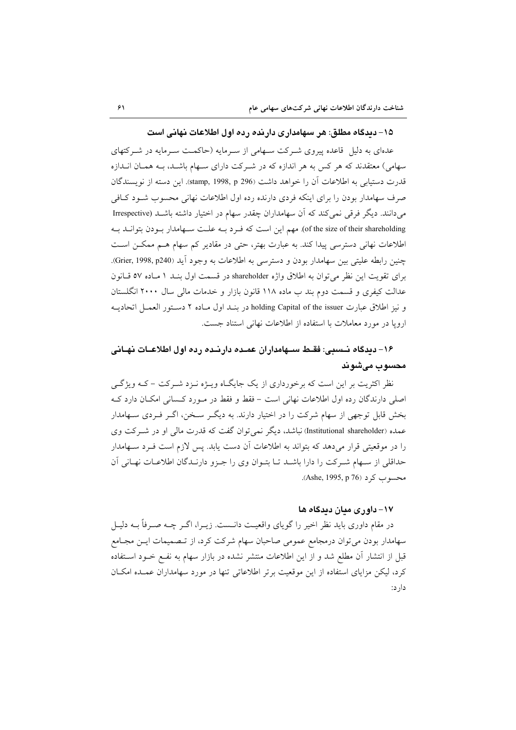## ۱۵- دیدگاه مطلق: هر سهامداری دارنده رده اول اطلاعات نهانی است

عده‌ای به دلیل قاعده پیروی شرکت سهامی از سرمایه (حاکمت سرمایه در شرکتهای سهامی) معتقدند که هر کس به هر اندازه که در شرکت دارای سهام باشد، به همان اندازه قدرت دستیابی به اطلاعات آن را خواهد داشت (stamp, 1998, p 296). این دسته از نویسندگان صرف سهامدار بودن را برای اینکه فردی دارنده رده اول اطلاعات نهانی محسوب شود کافی می‌دانند. دیگر فرقی نمی‌کند که آن سهامداران چقدر سهام در اختیار داشته باشد (Irrespective of the size of their shareholding). مهم این است که فرد به علت سهامدار بودن بتواند به اطلاعات نهانی دسترسی پیدا کند. به عبارت بهتر، حتی در مقادیر کم سهام هم ممکن است چنین رابطه علیتی بین سهامدار بودن و دسترسی به اطلاعات به وجود آید (Grier, 1998, p240). برای تقویت این نظر می‌توان به اطلاق واژه shareholder در قسمت اول بند ۱ ماده ۵۷ قانون عدالت کیفری و قسمت دوم بند ب ماده ۱۱۸ قانون بازار و خدمات مالی سال ۲۰۰۰ انگلستان و نیز اطلاق عبارت holding Capital of the issuer در بند اول ماده ۲ دستور العمل اتحادیه اروپا در مورد معاملات با استفاده از اطلاعات نهانی استناد جست.

## ۱۶- دیدگاه نسبی: فقط سهامداران عمده دارنده رده اول اطلاعات نهانی محسوب می‌شوند

نظر اکثریت بر این است که برخورداری از یک جایگاه ویژه نزد شرکت - که ویژگی اصلی دارندگان رده اول اطلاعات نهانی است - فقط و فقط در مورد کسانی امکان دارد که بخش قابل توجهی از سهام شرکت را در اختیار دارند. به دیگر سخن، اگر فردی سهامدار عمده (Institutional shareholder) نباشد، دیگر نمی‌توان گفت که قدرت مالی او در شرکت وی را در موقعیتی قرار می‌دهد که بتواند به اطلاعات آن دست یابد. پس لازم است فرد سهامدار حداقلی از سهام شرکت را دارا باشد تا بتوان وی را جزو دارندگان اطلاعات نهانی آن محسوب کرد (Ashe, 1995, p 76).

## ۱۷- داوری میان دیدگاه ها

در مقام داوری باید نظر اخیر را گویای واقعیت دانست. زیرا، اگر چه صرفاً به دلیل سهامدار بودن می‌توان درمجامع عمومی صاحبان سهام شرکت کرد، از تصمیمات این مجامع قبل از انتشار آن مطلع شد و از این اطلاعات منتشر نشده در بازار سهام به نفع خود استفاده کرد، لیکن مزایای استفاده از این موقعیت برتر اطلاعاتی تنها در مورد سهامداران عمده امکان دارد: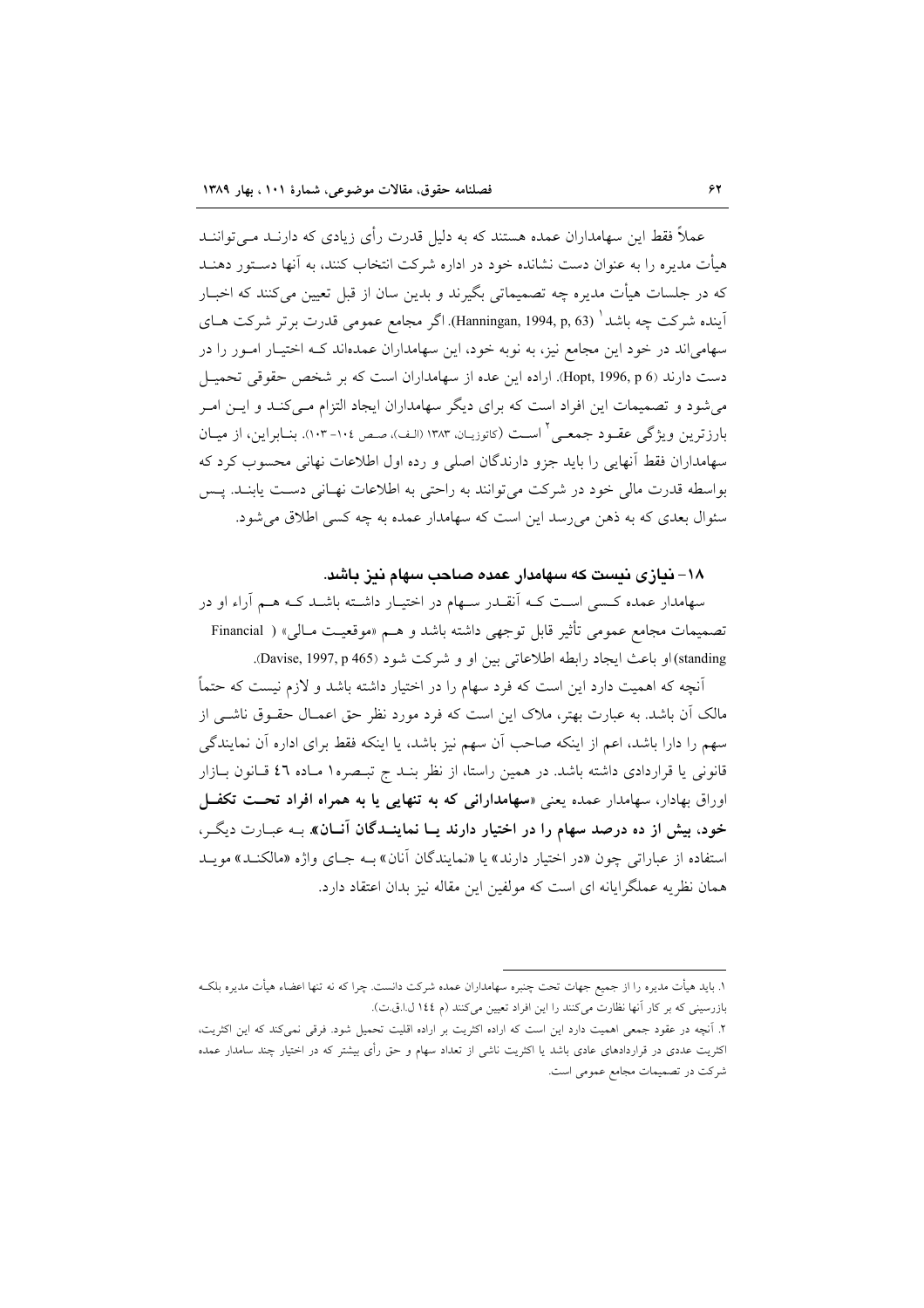عملاً فقط این سهامداران عمده هستند که به دلیل قدرت رأی زیادی که دارنـد مـی‌تواننـد هیأت مدیره را به عنوان دست نشانده خود در اداره شرکت انتخاب کنند، به آنها دسـتور دهنـد که در جلسات هیأت مدیره چه تصمیماتی بگیرند و بدین سان از قبل تعیین می‌کنند که اخبـار آینده شرکت چه باشد[1] (Hanningan, 1994, p, 63). اگر مجامع عمومی قدرت برتر شرکت هـای سهامی‌اند در خود این مجامع نیز، به نوبه خود، این سهامداران عمده‌اند کـه اختیـار امـور را در دست دارند (Hopt, 1996, p 6). اراده این عده از سهامداران است که بر شخص حقوقی تحمیـل می‌شود و تصمیمات این افراد است که برای دیگر سهامداران ایجاد التزام مـی‌کنـد و ایـن امـر بارزترین ویژگی عقـود جمعـی[2] اسـت (کاتوزیـان، ۱۳۸۳ (الـف)، صـص ۱۰۴- ۱۰۳). بنـابراین، از میـان سهامداران فقط آنهایی را باید جزو دارندگان اصلی و رده اول اطلاعات نهائی محسوب کرد که بواسطه قدرت مالی خود در شرکت می‌توانند به راحتی به اطلاعات نهـانی دسـت یابنـد. پـس سئوال بعدی که به ذهن می‌رسد این است که سهامدار عمده به چه کسی اطلاق می‌شود.

### ۱۸- نیازی نیست که سهامدار عمده صاحب سهام نیز باشد.

سهامدار عمده کـسی اسـت کـه آنقـدر سـهام در اختیـار داشـته باشـد کـه هـم آراء او در تصمیمات مجامع عمومی تأثیر قابل توجهی داشته باشد و هـم «موقعیـت مـالی» ( Financial standing) او باعث ایجاد رابطه اطلاعاتی بین او و شرکت شود (Davise, 1997, p 465).

آنچه که اهمیت دارد این است که فرد سهام را در اختیار داشته باشد و لازم نیست که حتماً مالک آن باشد. به عبارت بهتر، ملاک این است که فرد مورد نظر حق اعمـال حقـوق ناشـی از سهم را دارا باشد، اعم از اینکه صاحب آن سهم نیز باشد، یا اینکه فقط برای اداره آن نمایندگی قانونی یا قراردادی داشته باشد. در همین راستا، از نظر بنـد ج تبـصره۱ مـاده ٤٦ قـانون بـازار اوراق بهادار، سهامدار عمده یعنی «**سهامدارانی که به تنهایی یا به همراه افراد تحـت تکفـل خود، بیش از ده درصد سهام را در اختیار دارند یـا نماینـدگان آنـان**». بـه عبـارت دیگـر، استفاده از عباراتی چون «در اختیار دارند» یا «نمایندگان آنان» بـه جـای واژه «مالکنـد» مویـد همان نظریه عملگرایانه ای است که مولفین این مقاله نیز بدان اعتقاد دارد.

---

۱. باید هیأت مدیره را از جمیع جهات تحت چنبره سهامداران عمده شرکت دانست. چرا که نه تنها اعضاء هیأت مدیره بلکـه بازرسینی که بر کار آنها نظارت می‌کنند را این افراد تعیین می‌کنند (م ١٤٤ ل.ا.ق.ت).

۲. آنچه در عقود جمعی اهمیت دارد این است که اراده اکثریت بر اراده اقلیت تحمیل شود. فرقی نمی‌کند که این اکثریت، اکثریت عددی در قراردادهای عادی باشد یا اکثریت ناشی از تعداد سهام و حق رأی بیشتر که در اختیار چند سامدار عمده شرکت در تصمیمات مجامع عمومی است.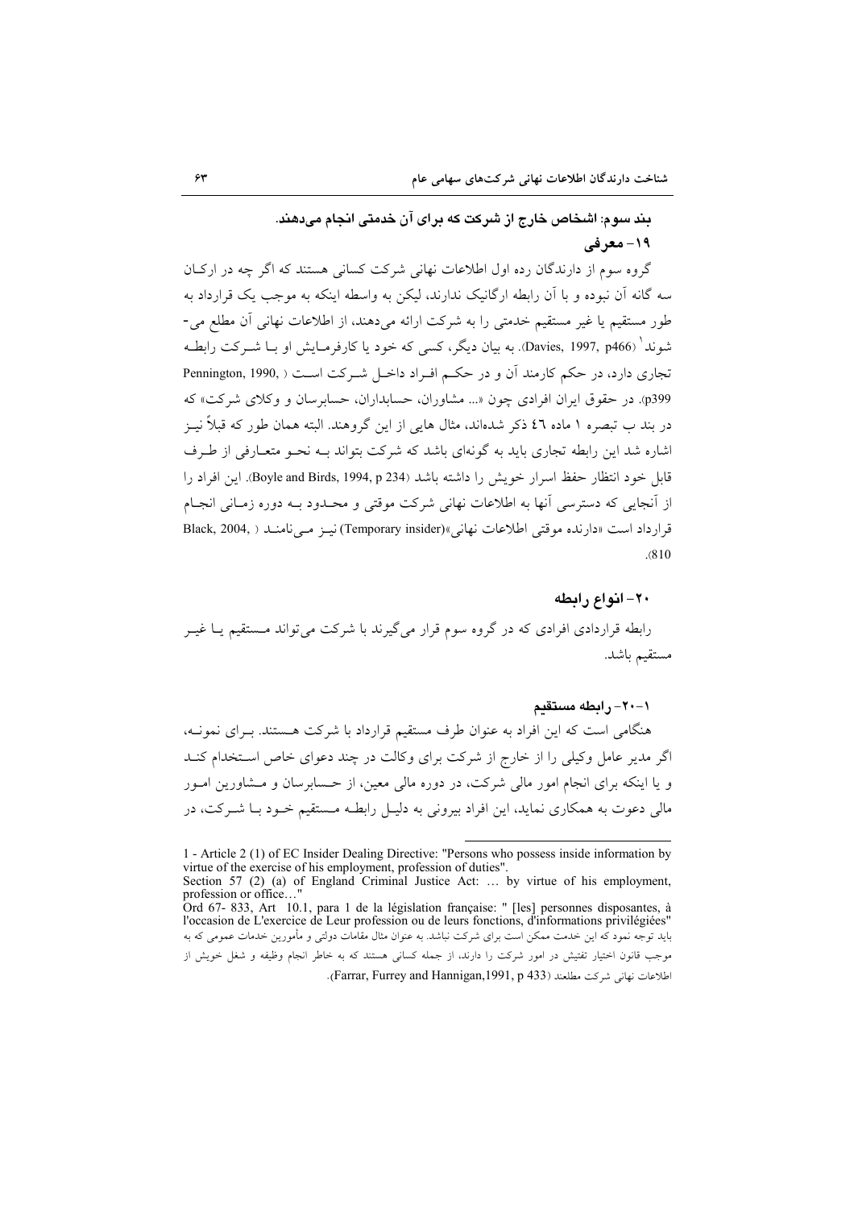### بند سوم: اشخاص خارج از شرکت که برای آن خدمتی انجام می‌دهند.

#### ۱۹- معرفی

گروه سوم از دارندگان رده اول اطلاعات نهانی شرکت کسانی هستند که اگر چه در ارکان سه گانه آن نبوده و با آن رابطه ارگانیک ندارند، لیکن به واسطه اینکه به موجب یک قرارداد به طور مستقیم یا غیر مستقیم خدمتی را به شرکت ارائه می‌دهند، از اطلاعات نهانی آن مطلع می‌شوند[1] (Davies, 1997, p466). به بیان دیگر، کسی که خود یا کارفرمایش او با شرکت رابطه تجاری دارد، در حکم کارمند آن و در حکم افراد داخل شرکت است (Pennington, 1990, p399). در حقوق ایران افرادی چون «... مشاوران، حسابداران، حسابرسان و وکلای شرکت» که در بند ب تبصره ۱ ماده ٤٦ ذکر شده‌اند، مثال هایی از این گروهند. البته همان طور که قبلاً نیز اشاره شد این رابطه تجاری باید به گونه‌ای باشد که شرکت بتواند به نحو متعارفی از طرف قابل خود انتظار حفظ اسرار خویش را داشته باشد (Boyle and Birds, 1994, p 234). این افراد را از آنجایی که دسترسی آنها به اطلاعات نهانی شرکت موقتی و محدود به دوره زمانی انجام قرارداد است «دارنده موقتی اطلاعات نهانی»(Temporary insider) نیز می‌نامند (Black, 2004, 810).

#### ۲۰- انواع رابطه

رابطه قراردادی افرادی که در گروه سوم قرار می‌گیرند با شرکت می‌تواند مستقیم یا غیر مستقیم باشد.

##### ۱-۲۰- رابطه مستقیم

هنگامی است که این افراد به عنوان طرف مستقیم قرارداد با شرکت هستند. برای نمونه، اگر مدیر عامل وکیلی را از خارج از شرکت برای وکالت در چند دعوای خاص استخدام کند و یا اینکه برای انجام امور مالی شرکت، در دوره مالی معین، از حسابرسان و مشاورین امور مالی دعوت به همکاری نماید، این افراد بیرونی به دلیل رابطه مستقیم خود با شرکت، در

---

1 - Article 2 (1) of EC Insider Dealing Directive: "Persons who possess inside information by virtue of the exercise of his employment, profession of duties".
Section 57 (2) (a) of England Criminal Justice Act: … by virtue of his employment, profession or office…"
Ord 67- 833, Art 10.1, para 1 de la législation française: " [les] personnes disposantes, à l'occasion de L'exercice de Leur profession ou de leurs fonctions, d'informations privilégiées"
باید توجه نمود که این خدمت ممکن است برای شرکت نباشد. به عنوان مثال مقامات دولتی و مأمورین خدمات عمومی که به موجب قانون اختیار تفتیش در امور شرکت را دارند، از جمله کسانی هستند که به خاطر انجام وظیفه و شغل خویش از اطلاعات نهانی شرکت مطلعند (Farrar, Furrey and Hannigan,1991, p 433).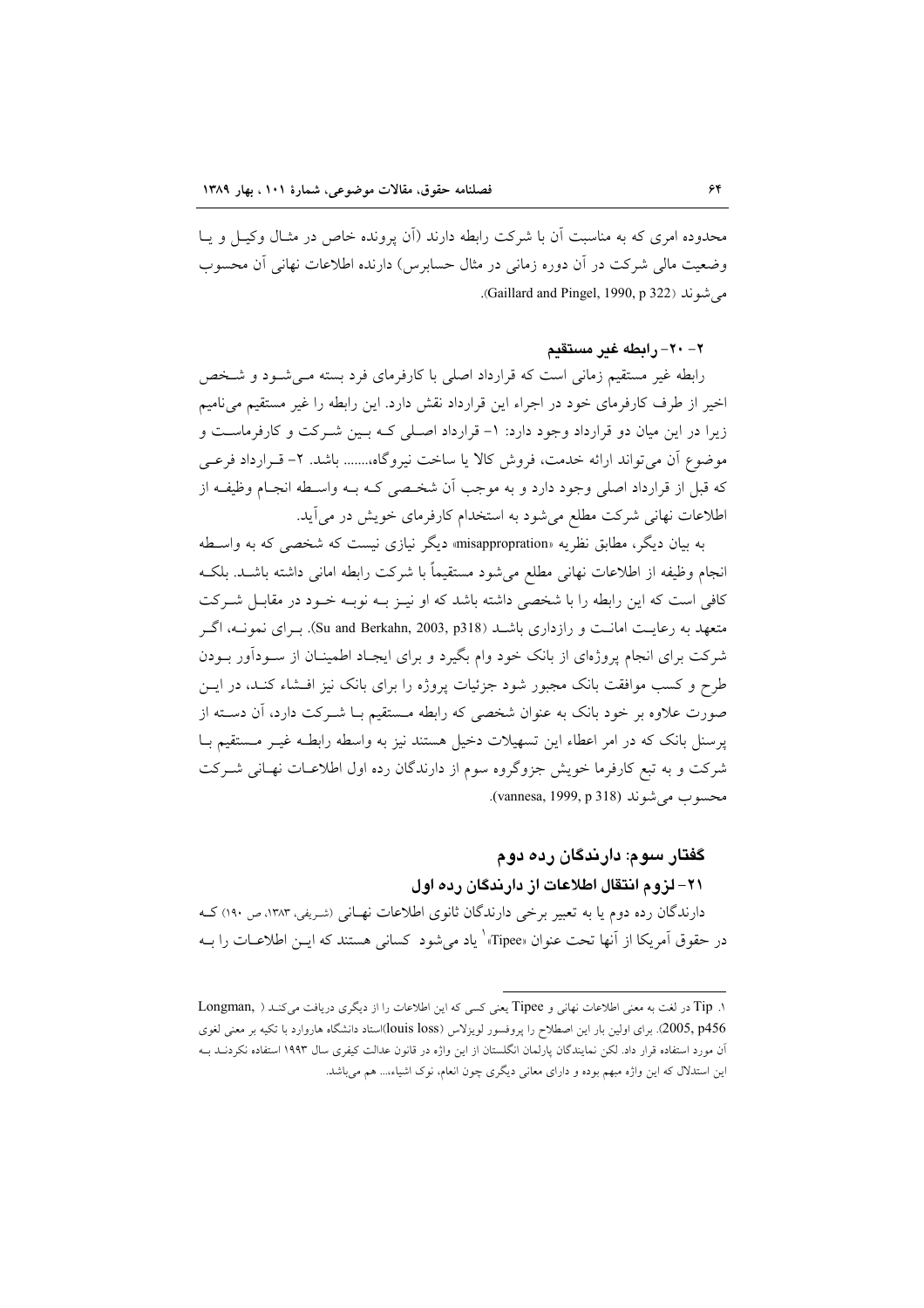محدوده امری که به مناسبت آن با شرکت رابطه دارند (آن پرونده خاص در مثال وکیل و یا وضعیت مالی شرکت در آن دوره زمانی در مثال حسابرس) دارنده اطلاعات نهانی آن محسوب می‌شوند (Gaillard and Pingel, 1990, p 322).

### ۲- ۲۰- رابطه غیر مستقیم

رابطه غیر مستقیم زمانی است که قرارداد اصلی با کارفرمای فرد بسته می‌شود و شخص اخیر از طرف کارفرمای خود در اجراء این قرارداد نقش دارد. این رابطه را غیر مستقیم می‌نامیم زیرا در این میان دو قرارداد وجود دارد: ۱- قرارداد اصلی که بین شرکت و کارفرماست و موضوع آن می‌تواند ارائه خدمت، فروش کالا یا ساخت نیروگاه،....... باشد. ۲- قرارداد فرعی که قبل از قرارداد اصلی وجود دارد و به موجب آن شخصی که به واسطه انجام وظیفه از اطلاعات نهانی شرکت مطلع می‌شود به استخدام کارفرمای خویش در می‌آید.

به بیان دیگر، مطابق نظریه «misappropriation» دیگر نیازی نیست که شخصی که به واسطه انجام وظیفه از اطلاعات نهانی مطلع می‌شود مستقیماً با شرکت رابطه امانی داشته باشد. بلکه کافی است که این رابطه را با شخصی داشته باشد که او نیز به نوبه خود در مقابل شرکت متعهد به رعایت امانت و رازداری باشد (Su and Berkahn, 2003, p318). برای نمونه، اگر شرکت برای انجام پروژه‌ای از بانک خود وام بگیرد و برای ایجاد اطمینان از سودآور بودن طرح و کسب موافقت بانک مجبور شود جزئیات پروژه را برای بانک نیز افشاء کند، در این صورت علاوه بر خود بانک به عنوان شخصی که رابطه مستقیم با شرکت دارد، آن دسته از پرسنل بانک که در امر اعطاء این تسهیلات دخیل هستند نیز به واسطه رابطه غیر مستقیم با شرکت و به تبع کارفرما خویش جزوگروه سوم از دارندگان رده اول اطلاعات نهانی شرکت محسوب می‌شوند (vannesa, 1999, p 318).

## گفتار سوم: دارندگان رده دوم

### ۲۱- لزوم انتقال اطلاعات از دارندگان رده اول

دارندگان رده دوم یا به تعبیر برخی دارندگان ثانوی اطلاعات نهانی (شریفی، ۱۳۸۳، ص ۱۹۰) که در حقوق آمریکا از آنها تحت عنوان «Tipee»[۱] یاد می‌شود کسانی هستند که این اطلاعات را به

---

۱. Tip در لغت به معنی اطلاعات نهانی و Tipee یعنی کسی که این اطلاعات را از دیگری دریافت می‌کند ( Longman, 2005, p456). برای اولین بار این اصطلاح را پروفسور لویزلاس (louis loss)استاد دانشگاه هاروارد با تکیه بر معنی لغوی آن مورد استفاده قرار داد. لکن نمایندگان پارلمان انگلستان از این واژه در قانون عدالت کیفری سال ۱۹۹۳ استفاده نکردند به این استدلال که این واژه مبهم بوده و دارای معانی دیگری چون انعام، نوک اشیاء،... هم می‌باشد.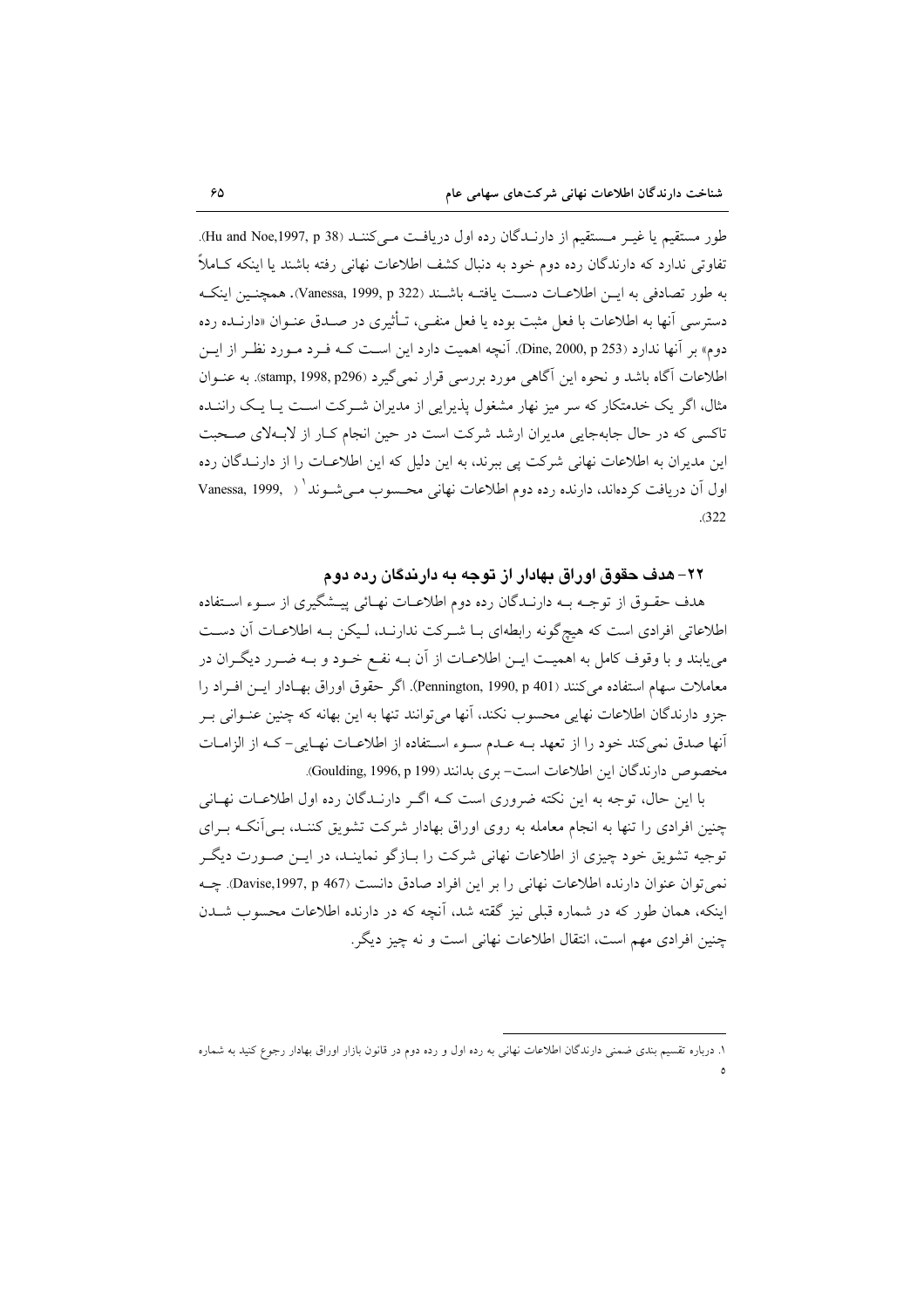طور مستقیم یا غیر مستقیم از دارندگان رده اول دریافت می‌کنند (Hu and Noe,1997, p 38). تفاوتی ندارد که دارندگان رده دوم خود به دنبال کشف اطلاعات نهانی رفته باشند یا اینکه کاملاً به طور تصادفی به این اطلاعات دست یافته باشند (Vanessa, 1999, p 322). همچنین اینکه دسترسی آنها به اطلاعات با فعل مثبت بوده یا فعل منفی، تأثیری در صدق عنوان «دارنده رده دوم» بر آنها ندارد (Dine, 2000, p 253). آنچه اهمیت دارد این است که فرد مورد نظر از این اطلاعات آگاه باشد و نحوه این آگاهی مورد بررسی قرار نمی‌گیرد (stamp, 1998, p296). به عنوان مثال، اگر یک خدمتکار که سر میز نهار مشغول پذیرایی از مدیران شرکت است یا یک راننده تاکسی که در حال جابه‌جایی مدیران ارشد شرکت است در حین انجام کار از لابه‌لای صحبت این مدیران به اطلاعات نهانی شرکت پی ببرند، به این دلیل که این اطلاعات را از دارندگان رده اول آن دریافت کرده‌اند، دارنده رده دوم اطلاعات نهانی محسوب می‌شوند[1] (Vanessa, 1999, 322).

## ۲۲- هدف حقوق اوراق بهادار از توجه به دارندگان رده دوم

هدف حقوق از توجه به دارندگان رده دوم اطلاعات نهانی پیشگیری از سوء استفاده اطلاعاتی افرادی است که هیچ‌گونه رابطه‌ای با شرکت ندارند، لیکن به اطلاعات آن دست می‌یابند و با وقوف کامل به اهمیت این اطلاعات از آن به نفع خود و به ضرر دیگران در معاملات سهام استفاده می‌کنند (Pennington, 1990, p 401). اگر حقوق اوراق بهادار این افراد را جزو دارندگان اطلاعات نهایی محسوب نکند، آنها می‌توانند تنها به این بهانه که چنین عنوانی بر آنها صدق نمی‌کند خود را از تعهد به عدم سوء استفاده از اطلاعات نهایی- که از الزامات مخصوص دارندگان این اطلاعات است- بری بدانند (Goulding, 1996, p 199).

با این حال، توجه به این نکته ضروری است که اگر دارندگان رده اول اطلاعات نهانی چنین افرادی را تنها به انجام معامله به روی اوراق بهادار شرکت تشویق کنند، بی‌آنکه برای توجیه تشویق خود چیزی از اطلاعات نهانی شرکت را بازگو نمایند، در این صورت دیگر نمی‌توان عنوان دارنده اطلاعات نهانی را بر این افراد صادق دانست (Davise,1997, p 467). چه اینکه، همان طور که در شماره قبلی نیز گفته شد، آنچه که در دارنده اطلاعات محسوب شدن چنین افرادی مهم است، انتقال اطلاعات نهانی است و نه چیز دیگر.

---

[1] ۱. درباره تقسیم بندی ضمنی دارندگان اطلاعات نهانی به رده اول و رده دوم در قانون بازار اوراق بهادار رجوع کنید به شماره ۵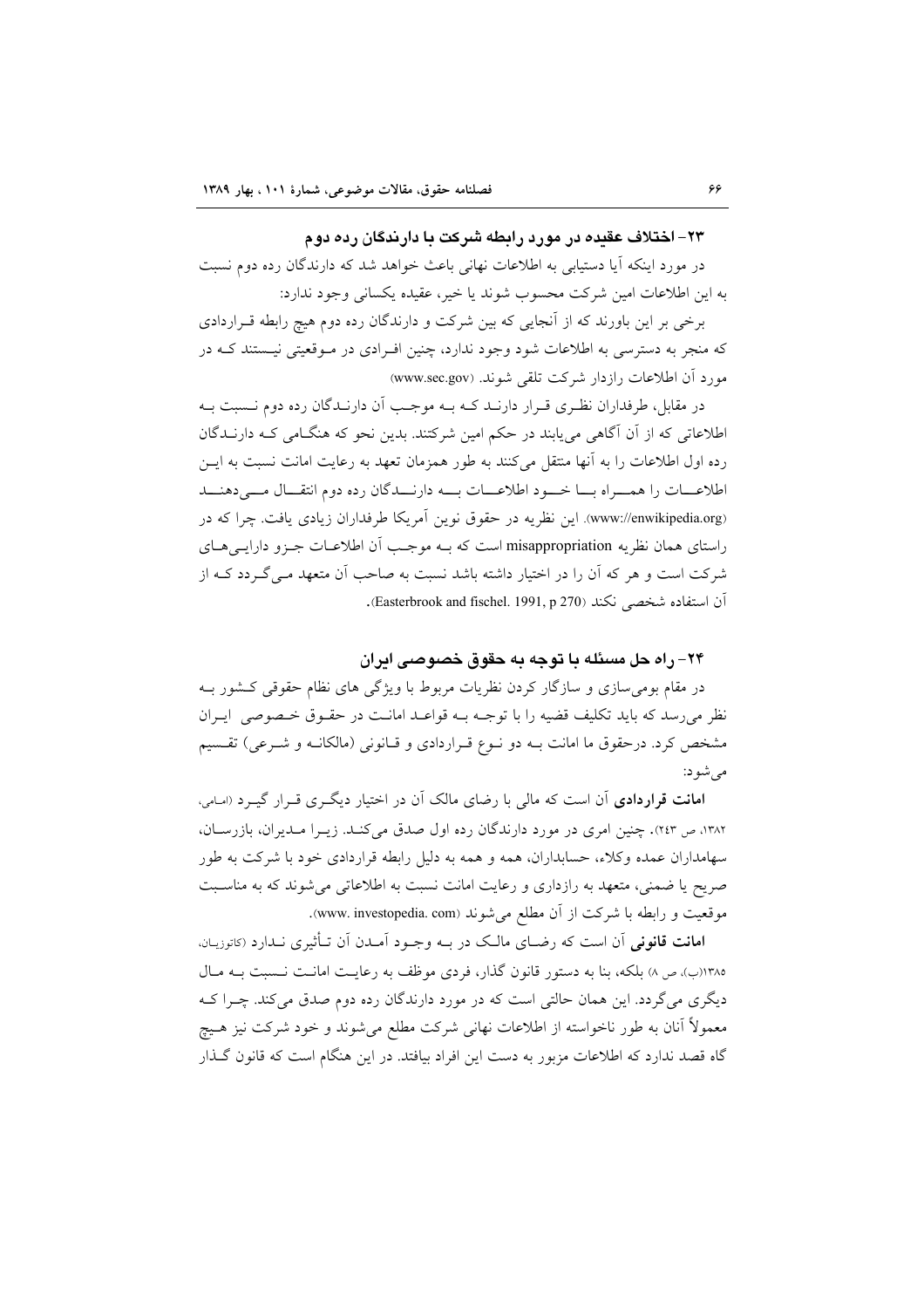### ۲۳- اختلاف عقیده در مورد رابطه شرکت با دارندگان رده دوم

در مورد اینکه آیا دستیابی به اطلاعات نهانی باعث خواهد شد که دارندگان رده دوم نسبت به این اطلاعات امین شرکت محسوب شوند یا خیر، عقیده یکسانی وجود ندارد:

برخی بر این باورند که از آنجایی که بین شرکت و دارندگان رده دوم هیچ رابطه قراردادی که منجر به دسترسی به اطلاعات شود وجود ندارد، چنین افرادی در موقعیتی نیستند که در مورد آن اطلاعات رازدار شرکت تلقی شوند. (www.sec.gov)

در مقابل، طرفداران نظری قرار دارند که به موجب آن دارندگان رده دوم نسبت به اطلاعاتی که از آن آگاهی می‌یابند در حکم امین شرکتند. بدین نحو که هنگامی که دارندگان رده اول اطلاعات را به آنها منتقل می‌کنند به طور همزمان تعهد به رعایت امانت نسبت به این اطلاعات را همراه با خود اطلاعات به دارندگان رده دوم انتقال می‌دهند (www.://enwikipedia.org). این نظریه در حقوق نوین آمریکا طرفداران زیادی یافت. چرا که در راستای همان نظریه misappropriation است که به موجب آن اطلاعات جزو دارایی‌های شرکت است و هر که آن را در اختیار داشته باشد نسبت به صاحب آن متعهد می‌گردد که از آن استفاده شخصی نکند (Easterbrook and fischel. 1991, p 270).

### ۲۴- راه حل مسئله با توجه به حقوق خصوصی ایران

در مقام بومی‌سازی و سازگار کردن نظریات مربوط با ویژگی های نظام حقوقی کشور به نظر می‌رسد که باید تکلیف قضیه را با توجه به قواعد امانت در حقوق خصوصی ایران مشخص کرد. درحقوق ما امانت به دو نوع قراردادی و قانونی (مالکانه و شرعی) تقسیم می‌شود:

**امانت قراردادی** آن است که مالی با رضای مالک آن در اختیار دیگری قرار گیرد (امامی، ۱۳۸۲، ص ۲۴۳). چنین امری در مورد دارندگان رده اول صدق می‌کند. زیرا مدیران، بازرسان، سهامداران عمده وکلاء، حسابداران، همه و همه به دلیل رابطه قراردادی خود با شرکت به طور صریح یا ضمنی، متعهد به رازداری و رعایت امانت نسبت به اطلاعاتی می‌شوند که به مناسبت موقعیت و رابطه با شرکت از آن مطلع می‌شوند (www. investopedia. com).

**امانت قانونی** آن است که رضای مالک در به وجود آمدن آن تأثیری ندارد (کاتوزیان، ۱۳۸۵(ب)، ص ۸) بلکه، بنا به دستور قانون گذار، فردی موظف به رعایت امانت نسبت به مال دیگری می‌گردد. این همان حالتی است که در مورد دارندگان رده دوم صدق می‌کند. چرا که معمولاً آنان به طور ناخواسته از اطلاعات نهانی شرکت مطلع می‌شوند و خود شرکت نیز هیچ گاه قصد ندارد که اطلاعات مزبور به دست این افراد بیافتد. در این هنگام است که قانون گذار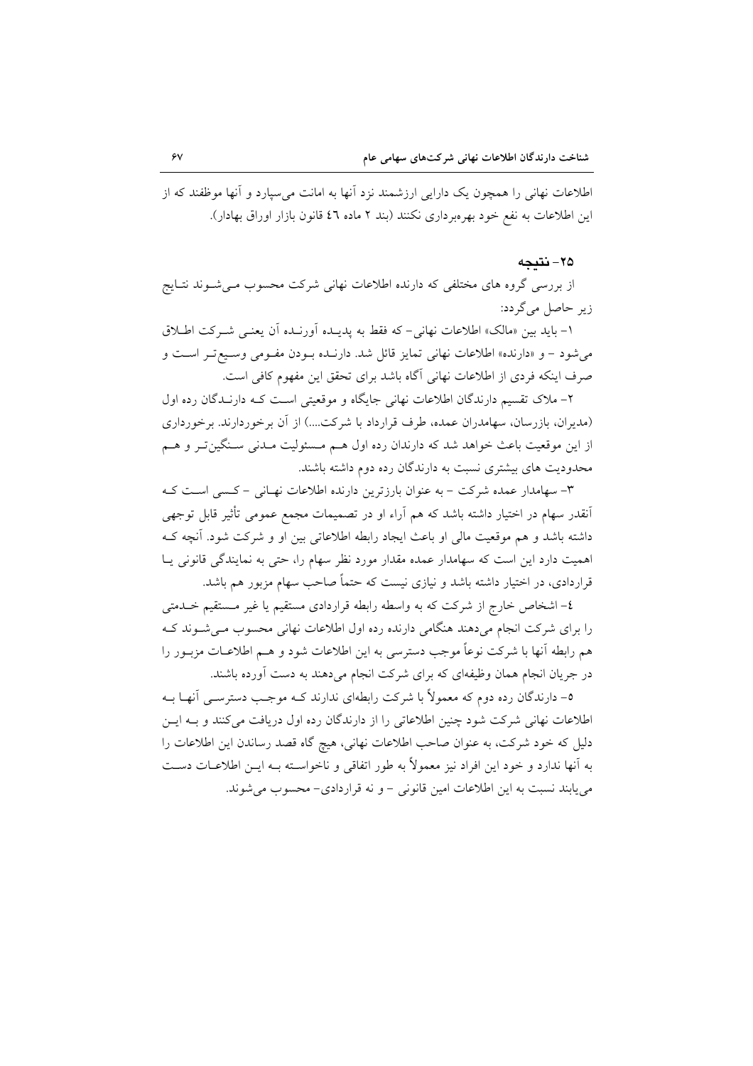اطلاعات نهانی را همچون یک دارایی ارزشمند نزد آنها به امانت می‌سپارد و آنها موظفند که از این اطلاعات به نفع خود بهره‌برداری نکنند (بند ۲ ماده ٤٦ قانون بازار اوراق بهادار).

## ۲۵- نتیجه

از بررسی گروه های مختلفی که دارنده اطلاعات نهانی شرکت محسوب می‌شوند نتایج زیر حاصل می‌گردد:

۱- باید بین «مالک» اطلاعات نهانی- که فقط به پدیده آورنده آن یعنی شرکت اطلاق می‌شود - و «دارنده» اطلاعات نهانی تمایز قائل شد. دارنده بودن مفهومی وسیع‌تر است و صرف اینکه فردی از اطلاعات نهانی آگاه باشد برای تحقق این مفهوم کافی است.

۲- ملاک تقسیم دارندگان اطلاعات نهانی جایگاه و موقعیتی است که دارندگان رده اول (مدیران، بازرسان، سهامدران عمده، طرف قرارداد با شرکت....) از آن برخوردارند. برخورداری از این موقعیت باعث خواهد شد که دارندان رده اول هم مسئولیت مدنی سنگین‌تر و هم محدودیت های بیشتری نسبت به دارندگان رده دوم داشته باشند.

۳- سهامدار عمده شرکت - به عنوان بارزترین دارنده اطلاعات نهانی - کسی است که آنقدر سهام در اختیار داشته باشد که هم آراء او در تصمیمات مجمع عمومی تأثیر قابل توجهی داشته باشد و هم موقعیت مالی او باعث ایجاد رابطه اطلاعاتی بین او و شرکت شود. آنچه که اهمیت دارد این است که سهامدار عمده مقدار مورد نظر سهام را، حتی به نمایندگی قانونی یا قراردادی، در اختیار داشته باشد و نیازی نیست که حتماً صاحب سهام مزبور هم باشد.

٤- اشخاص خارج از شرکت که به واسطه رابطه قراردادی مستقیم یا غیر مستقیم خدمتی را برای شرکت انجام می‌دهند هنگامی دارنده رده اول اطلاعات نهانی محسوب می‌شوند که هم رابطه آنها با شرکت نوعاً موجب دسترسی به این اطلاعات شود و هم اطلاعات مزبور را در جریان انجام همان وظیفه‌ای که برای شرکت انجام می‌دهند به دست آورده باشند.

۵- دارندگان رده دوم که معمولاً با شرکت رابطه‌ای ندارند که موجب دسترسی آنها به اطلاعات نهانی شرکت شود چنین اطلاعاتی را از دارندگان رده اول دریافت می‌کنند و به این دلیل که خود شرکت، به عنوان صاحب اطلاعات نهانی، هیچ گاه قصد رساندن این اطلاعات را به آنها ندارد و خود این افراد نیز معمولاً به طور اتفاقی و ناخواسته به این اطلاعات دست می‌یابند نسبت به این اطلاعات امین قانونی - و نه قراردادی- محسوب می‌شوند.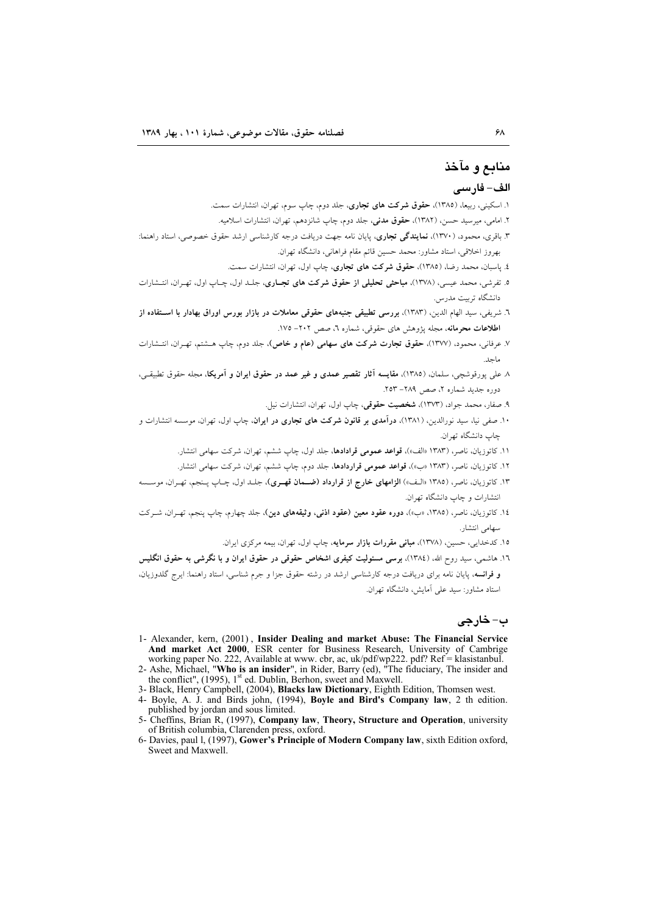## منابع و مآخذ

### الف- فارسی

۱. اسکینی، ربیعا، (۱۳۸۵)، **حقوق شرکت های تجاری**، جلد دوم، چاپ سوم، تهران، انتشارات سمت.

۲. امامی، میرسید حسن، (۱۳۸۲)، **حقوق مدنی**، جلد دوم، چاپ شانزدهم، تهران، انتشارات اسلامیه.

۳. باقری، محمود، (۱۳۷۰)، **نمایندگی تجاری**، پایان نامه جهت دریافت درجه کارشناسی ارشد حقوق خصوصی، استاد راهنما: بهروز اخلاقی، استاد مشاور: محمد حسین قائم مقام فراهانی، دانشگاه تهران.

٤. پاسبان، محمد رضا، (۱۳۸۵)، **حقوق شرکت های تجاری**، چاپ اول، تهران، انتشارات سمت.

٥. تفرشی، محمد عیسی، (۱۳۷۸)، **مباحثی تحلیلی از حقوق شرکت های تجاری**، جلد اول، چاپ اول، تهران، انتشارات دانشگاه تربیت مدرس.

٦. شریفی، سید الهام الدین، (۱۳۸۳)، **بررسی تطبیقی جنبه‌های حقوقی معاملات در بازار بورس اوراق بهادار با استفاده از اطلاعات محرمانه**، مجله پژوهش های حقوقی، شماره ٦، صص ۲۰۲- ۱۷۵.

۷. عرفانی، محمود، (۱۳۷۷)، **حقوق تجارت شرکت های سهامی (عام و خاص)**، جلد دوم، چاپ هشتم، تهران، انتشارات ماجد.

۸. علی پورقوشچی، سلمان، (۱۳۸۵)، **مقایسه آثار تقصیر عمدی و غیر عمد در حقوق ایران و آمریکا**، مجله حقوق تطبیقی، دوره جدید شماره ۲، صص ۲۸۹- ۲۵۳.

۹. صفار، محمد جواد، (۱۳۷۳)، **شخصیت حقوقی**، چاپ اول، تهران، انتشارات نیل.

۱۰. صفی نیا، سید نورالدین، (۱۳۸۱)، **درآمدی بر قانون شرکت های تجاری در ایران**، چاپ اول، تهران، موسسه انتشارات و چاپ دانشگاه تهران.

۱۱. کاتوزیان، ناصر، (۱۳۸۳ «الف»)، **قواعد عمومی قرادادها**، جلد اول، چاپ ششم، تهران، شرکت سهامی انتشار.

۱۲. کاتوزیان، ناصر، (۱۳۸۳ «ب»)، **قواعد عمومی قراردادها**، جلد دوم، چاپ ششم، تهران، شرکت سهامی انتشار.

۱۳. کاتوزیان، ناصر، (۱۳۸۵ «الف») **الزامهای خارج از قرارداد (ضمان قهری)**، جلد اول، چاپ پنجم، تهران، موسسه انتشارات و چاپ دانشگاه تهران.

۱٤. کاتوزیان، ناصر، (۱۳۸۵، «ب»)، **دوره عقود معین (عقود اذنی، وثیقه‌های دین)**، جلد چهارم، چاپ پنجم، تهران، شرکت سهامی انتشار.

۱٥. کدخدایی، حسین، (۱۳۷۸)، **مبانی مقررات بازار سرمایه**، چاپ اول، تهران، بیمه مرکزی ایران.

۱٦. هاشمی، سید روح الله، (۱۳۸٤)، **برسی مسئولیت کیفری اشخاص حقوقی در حقوق ایران و با نگرشی به حقوق انگلیس و فرانسه**، پایان نامه برای دریافت درجه کارشناسی ارشد در رشته حقوق جزا و جرم شناسی، استاد راهنما: ایرج گلدوزیان، استاد مشاور: سید علی آمایش، دانشگاه تهران.

### ب- خارجی

1- Alexander, kern, (2001) , **Insider Dealing and market Abuse: The Financial Service And market Act 2000**, ESR center for Business Research, University of Cambrige working paper No. 222, Available at www. cbr, ac, uk/pdf/wp222. pdf? Ref = klasistanbul.

2- Ashe, Michael, "**Who is an insider**", in Rider, Barry (ed), "The fiduciary, The insider and the conflict", (1995), 1st ed. Dublin, Berhon, sweet and Maxwell.

3- Black, Henry Campbell, (2004), **Blacks law Dictionary**, Eighth Edition, Thomsen west.

4- Boyle, A. J. and Birds john, (1994), **Boyle and Bird's Company law**, 2 th edition. published by jordan and sous limited.

5- Cheffins, Brian R, (1997), **Company law**, **Theory, Structure and Operation**, university of British columbia, Clarenden press, oxford.

6- Davies, paul l, (1997), **Gower's Principle of Modern Company law**, sixth Edition oxford, Sweet and Maxwell.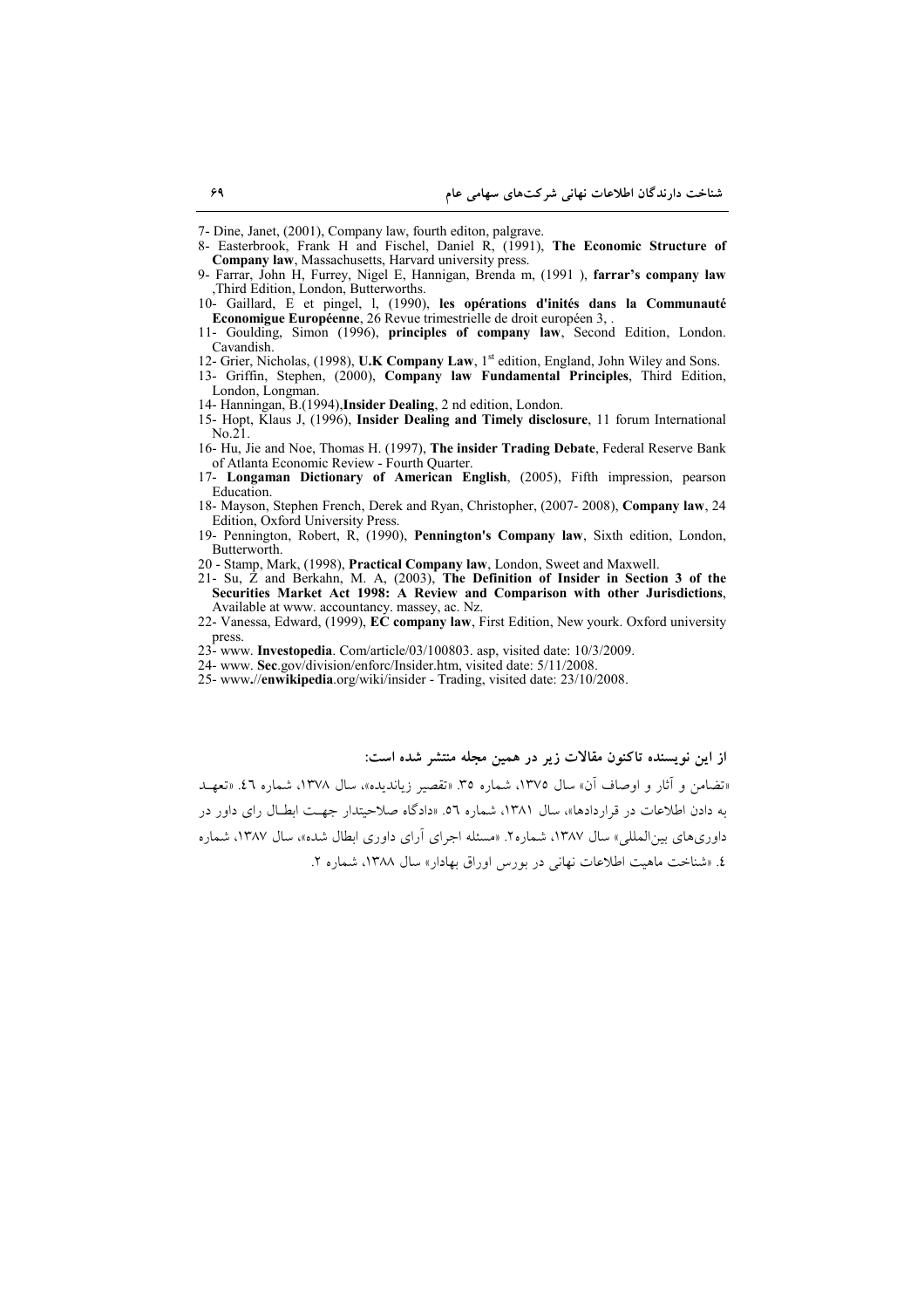7- Dine, Janet, (2001), Company law, fourth editon, palgrave.

8- Easterbrook, Frank H and Fischel, Daniel R, (1991), **The Economic Structure of Company law**, Massachusetts, Harvard university press.

9- Farrar, John H, Furrey, Nigel E, Hannigan, Brenda m, (1991 ), **farrar's company law** ,Third Edition, London, Butterworths.

10- Gaillard, E et pingel, l, (1990), **les opérations d'initás dans la Communauté Economigue Européenne**, 26 Revue trimestrielle de droit européen 3, .

11- Goulding, Simon (1996), **principles of company law**, Second Edition, London. Cavandish.

12- Grier, Nicholas, (1998), **U.K Company Law**, 1st edition, England, John Wiley and Sons.

13- Griffin, Stephen, (2000), **Company law Fundamental Principles**, Third Edition, London, Longman.

14- Hanningan, B.(1994),**Insider Dealing**, 2 nd edition, London.

15- Hopt, Klaus J, (1996), **Insider Dealing and Timely disclosure**, 11 forum International No.21.

16- Hu, Jie and Noe, Thomas H. (1997), **The insider Trading Debate**, Federal Reserve Bank of Atlanta Economic Review - Fourth Quarter.

17- **Longaman Dictionary of American English**, (2005), Fifth impression, pearson Education.

18- Mayson, Stephen French, Derek and Ryan, Christopher, (2007- 2008), **Company law**, 24 Edition, Oxford University Press.

19- Pennington, Robert, R, (1990), **Pennington's Company law**, Sixth edition, London, Butterworth.

20 - Stamp, Mark, (1998), **Practical Company law**, London, Sweet and Maxwell.

21- Su, Z and Berkahn, M. A, (2003), **The Definition of Insider in Section 3 of the Securities Market Act 1998: A Review and Comparison with other Jurisdictions**, Available at www. accountancy. massey, ac. Nz.

22- Vanessa, Edward, (1999), **EC company law**, First Edition, New yourk. Oxford university press.

23- www. **Investopedia**. Com/article/03/100803. asp, visited date: 10/3/2009.

24- www. **Sec**.gov/division/enforc/Insider.htm, visited date: 5/11/2008.

25- www.//**enwikipedia**.org/wiki/insider - Trading, visited date: 23/10/2008.

**از این نویسنده تاکنون مقالات زیر در همین مجله منتشر شده است:**

«تضامن و آثار و اوصاف آن» سال ۱۳۷۵، شماره ۳۵. «تقصیر زیاندیده»، سال ۱۳۷۸، شماره ٤٦. «تعهد به دادن اطلاعات در قراردادها»، سال ۱۳۸۱، شماره ٥٦. «دادگاه صلاحیتدار جهت ابطال رای داور در داوری‌های بین‌المللی» سال ۱۳۸۷، شماره۲. «مسئله اجرای آرای داوری ابطال شده»، سال ۱۳۸۷، شماره ٤. «شناخت ماهیت اطلاعات نهانی در بورس اوراق بهادار» سال ۱۳۸۸، شماره ۲.